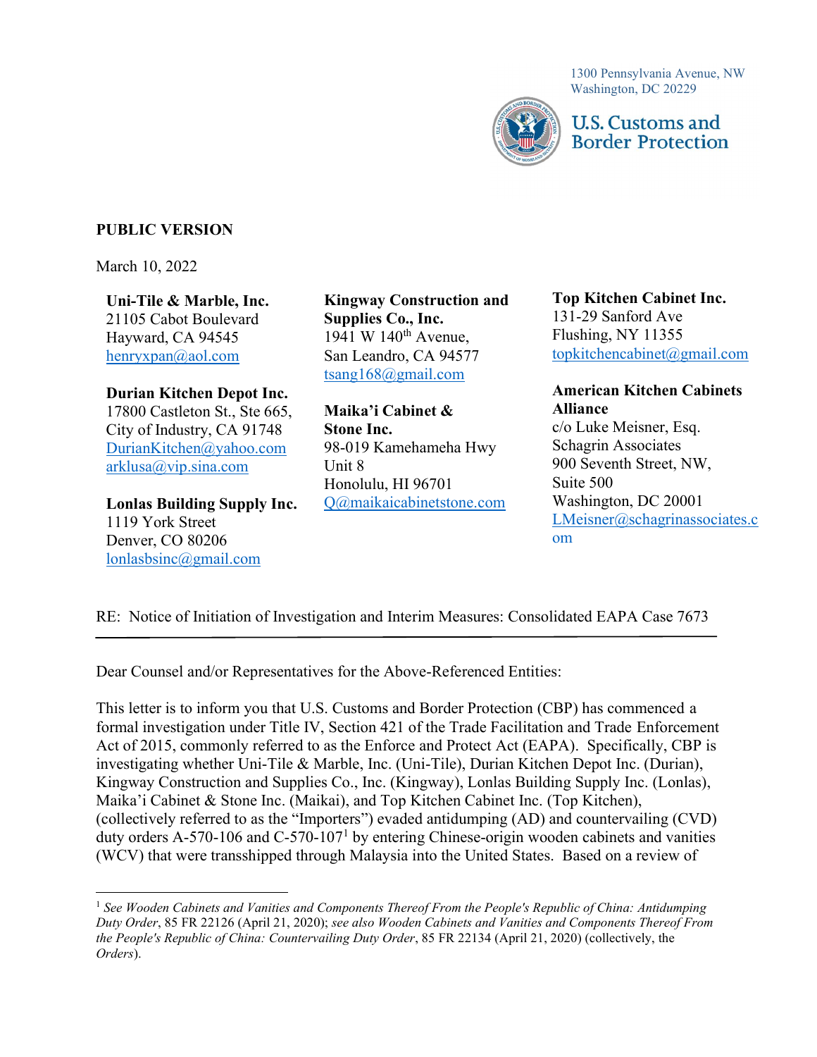1300 Pennsylvania Avenue, NW
Washington, DC 20229

**U.S. Customs and Border Protection**

**PUBLIC VERSION**

March 10, 2022

**Uni-Tile & Marble, Inc.**
21105 Cabot Boulevard
Hayward, CA 94545
henryxpan@aol.com

**Durian Kitchen Depot Inc.**
17800 Castleton St., Ste 665,
City of Industry, CA 91748
DurianKitchen@yahoo.com
arklusa@vip.sina.com

**Lonlas Building Supply Inc.**
1119 York Street
Denver, CO 80206
lonlasbsinc@gmail.com

**Kingway Construction and Supplies Co., Inc.**
1941 W 140th Avenue,
San Leandro, CA 94577
tsang168@gmail.com

**Maika'i Cabinet & Stone Inc.**
98-019 Kamehameha Hwy
Unit 8
Honolulu, HI 96701
Q@maikaicabinetstone.com

**Top Kitchen Cabinet Inc.**
131-29 Sanford Ave
Flushing, NY 11355
topkitchencabinet@gmail.com

**American Kitchen Cabinets Alliance**
c/o Luke Meisner, Esq.
Schagrin Associates
900 Seventh Street, NW,
Suite 500
Washington, DC 20001
LMeisner@schagrinassociates.com

RE: Notice of Initiation of Investigation and Interim Measures: Consolidated EAPA Case 7673

Dear Counsel and/or Representatives for the Above-Referenced Entities:

This letter is to inform you that U.S. Customs and Border Protection (CBP) has commenced a formal investigation under Title IV, Section 421 of the Trade Facilitation and Trade Enforcement Act of 2015, commonly referred to as the Enforce and Protect Act (EAPA). Specifically, CBP is investigating whether Uni-Tile & Marble, Inc. (Uni-Tile), Durian Kitchen Depot Inc. (Durian), Kingway Construction and Supplies Co., Inc. (Kingway), Lonlas Building Supply Inc. (Lonlas), Maika'i Cabinet & Stone Inc. (Maikai), and Top Kitchen Cabinet Inc. (Top Kitchen), (collectively referred to as the "Importers") evaded antidumping (AD) and countervailing (CVD) duty orders A-570-106 and C-570-107[1] by entering Chinese-origin wooden cabinets and vanities (WCV) that were transshipped through Malaysia into the United States. Based on a review of

[1] *See Wooden Cabinets and Vanities and Components Thereof From the People's Republic of China: Antidumping Duty Order*, 85 FR 22126 (April 21, 2020); *see also Wooden Cabinets and Vanities and Components Thereof From the People's Republic of China: Countervailing Duty Order*, 85 FR 22134 (April 21, 2020) (collectively, the *Orders*).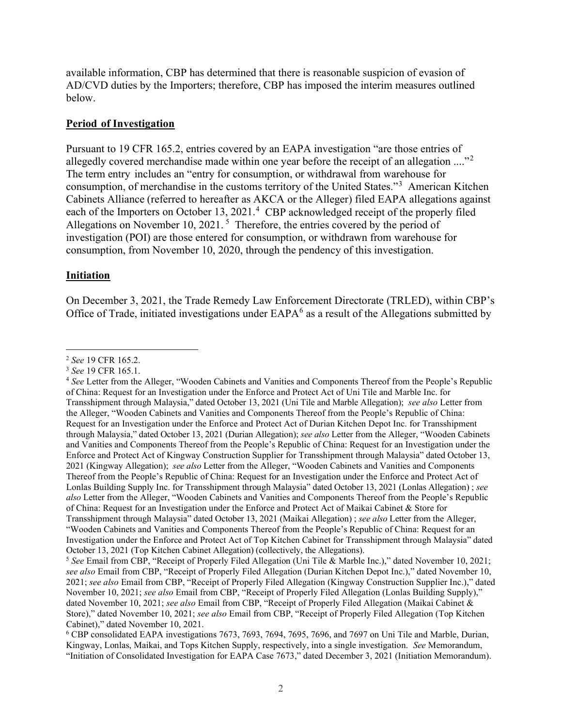available information, CBP has determined that there is reasonable suspicion of evasion of AD/CVD duties by the Importers; therefore, CBP has imposed the interim measures outlined below.

## Period of Investigation

Pursuant to 19 CFR 165.2, entries covered by an EAPA investigation "are those entries of allegedly covered merchandise made within one year before the receipt of an allegation ...."[2] The term entry includes an "entry for consumption, or withdrawal from warehouse for consumption, of merchandise in the customs territory of the United States."[3] American Kitchen Cabinets Alliance (referred to hereafter as AKCA or the Alleger) filed EAPA allegations against each of the Importers on October 13, 2021.[4] CBP acknowledged receipt of the properly filed Allegations on November 10, 2021.[5] Therefore, the entries covered by the period of investigation (POI) are those entered for consumption, or withdrawn from warehouse for consumption, from November 10, 2020, through the pendency of this investigation.

## Initiation

On December 3, 2021, the Trade Remedy Law Enforcement Directorate (TRLED), within CBP's Office of Trade, initiated investigations under EAPA[6] as a result of the Allegations submitted by

---

[2] *See* 19 CFR 165.2.

[3] *See* 19 CFR 165.1.

[4] *See* Letter from the Alleger, "Wooden Cabinets and Vanities and Components Thereof from the People's Republic of China: Request for an Investigation under the Enforce and Protect Act of Uni Tile and Marble Inc. for Transshipment through Malaysia," dated October 13, 2021 (Uni Tile and Marble Allegation); *see also* Letter from the Alleger, "Wooden Cabinets and Vanities and Components Thereof from the People's Republic of China: Request for an Investigation under the Enforce and Protect Act of Durian Kitchen Depot Inc. for Transshipment through Malaysia," dated October 13, 2021 (Durian Allegation); *see also* Letter from the Alleger, "Wooden Cabinets and Vanities and Components Thereof from the People's Republic of China: Request for an Investigation under the Enforce and Protect Act of Kingway Construction Supplier for Transshipment through Malaysia" dated October 13, 2021 (Kingway Allegation); *see also* Letter from the Alleger, "Wooden Cabinets and Vanities and Components Thereof from the People's Republic of China: Request for an Investigation under the Enforce and Protect Act of Lonlas Building Supply Inc. for Transshipment through Malaysia" dated October 13, 2021 (Lonlas Allegation) ; *see also* Letter from the Alleger, "Wooden Cabinets and Vanities and Components Thereof from the People's Republic of China: Request for an Investigation under the Enforce and Protect Act of Maikai Cabinet & Store for Transshipment through Malaysia" dated October 13, 2021 (Maikai Allegation) ; *see also* Letter from the Alleger, "Wooden Cabinets and Vanities and Components Thereof from the People's Republic of China: Request for an Investigation under the Enforce and Protect Act of Top Kitchen Cabinet for Transshipment through Malaysia" dated October 13, 2021 (Top Kitchen Cabinet Allegation) (collectively, the Allegations).

[5] *See* Email from CBP, "Receipt of Properly Filed Allegation (Uni Tile & Marble Inc.)," dated November 10, 2021; *see also* Email from CBP, "Receipt of Properly Filed Allegation (Durian Kitchen Depot Inc.)," dated November 10, 2021; *see also* Email from CBP, "Receipt of Properly Filed Allegation (Kingway Construction Supplier Inc.)," dated November 10, 2021; *see also* Email from CBP, "Receipt of Properly Filed Allegation (Lonlas Building Supply)," dated November 10, 2021; *see also* Email from CBP, "Receipt of Properly Filed Allegation (Maikai Cabinet & Store)," dated November 10, 2021; *see also* Email from CBP, "Receipt of Properly Filed Allegation (Top Kitchen Cabinet)," dated November 10, 2021.

[6] CBP consolidated EAPA investigations 7673, 7693, 7694, 7695, 7696, and 7697 on Uni Tile and Marble, Durian, Kingway, Lonlas, Maikai, and Tops Kitchen Supply, respectively, into a single investigation. *See* Memorandum, "Initiation of Consolidated Investigation for EAPA Case 7673," dated December 3, 2021 (Initiation Memorandum).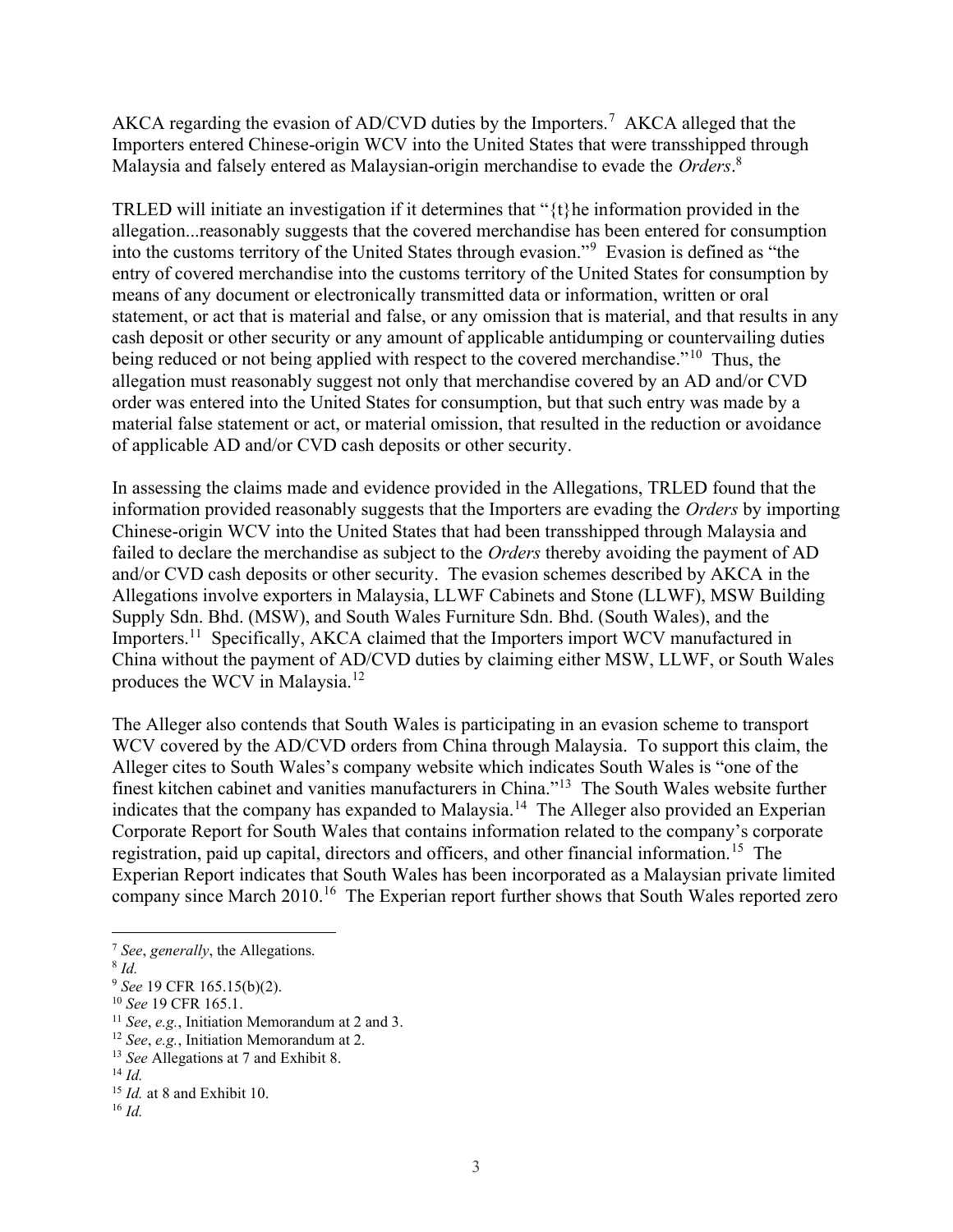AKCA regarding the evasion of AD/CVD duties by the Importers.[7] AKCA alleged that the Importers entered Chinese-origin WCV into the United States that were transshipped through Malaysia and falsely entered as Malaysian-origin merchandise to evade the *Orders*.[8]

TRLED will initiate an investigation if it determines that "{t}he information provided in the allegation...reasonably suggests that the covered merchandise has been entered for consumption into the customs territory of the United States through evasion."[9] Evasion is defined as "the entry of covered merchandise into the customs territory of the United States for consumption by means of any document or electronically transmitted data or information, written or oral statement, or act that is material and false, or any omission that is material, and that results in any cash deposit or other security or any amount of applicable antidumping or countervailing duties being reduced or not being applied with respect to the covered merchandise."[10] Thus, the allegation must reasonably suggest not only that merchandise covered by an AD and/or CVD order was entered into the United States for consumption, but that such entry was made by a material false statement or act, or material omission, that resulted in the reduction or avoidance of applicable AD and/or CVD cash deposits or other security.

In assessing the claims made and evidence provided in the Allegations, TRLED found that the information provided reasonably suggests that the Importers are evading the *Orders* by importing Chinese-origin WCV into the United States that had been transshipped through Malaysia and failed to declare the merchandise as subject to the *Orders* thereby avoiding the payment of AD and/or CVD cash deposits or other security. The evasion schemes described by AKCA in the Allegations involve exporters in Malaysia, LLWF Cabinets and Stone (LLWF), MSW Building Supply Sdn. Bhd. (MSW), and South Wales Furniture Sdn. Bhd. (South Wales), and the Importers.[11] Specifically, AKCA claimed that the Importers import WCV manufactured in China without the payment of AD/CVD duties by claiming either MSW, LLWF, or South Wales produces the WCV in Malaysia.[12]

The Alleger also contends that South Wales is participating in an evasion scheme to transport WCV covered by the AD/CVD orders from China through Malaysia. To support this claim, the Alleger cites to South Wales's company website which indicates South Wales is "one of the finest kitchen cabinet and vanities manufacturers in China."[13] The South Wales website further indicates that the company has expanded to Malaysia.[14] The Alleger also provided an Experian Corporate Report for South Wales that contains information related to the company's corporate registration, paid up capital, directors and officers, and other financial information.[15] The Experian Report indicates that South Wales has been incorporated as a Malaysian private limited company since March 2010.[16] The Experian report further shows that South Wales reported zero

---

[7] *See*, *generally*, the Allegations.
[8] *Id.*
[9] *See* 19 CFR 165.15(b)(2).
[10] *See* 19 CFR 165.1.
[11] *See*, *e.g.*, Initiation Memorandum at 2 and 3.
[12] *See*, *e.g.*, Initiation Memorandum at 2.
[13] *See* Allegations at 7 and Exhibit 8.
[14] *Id.*
[15] *Id.* at 8 and Exhibit 10.
[16] *Id.*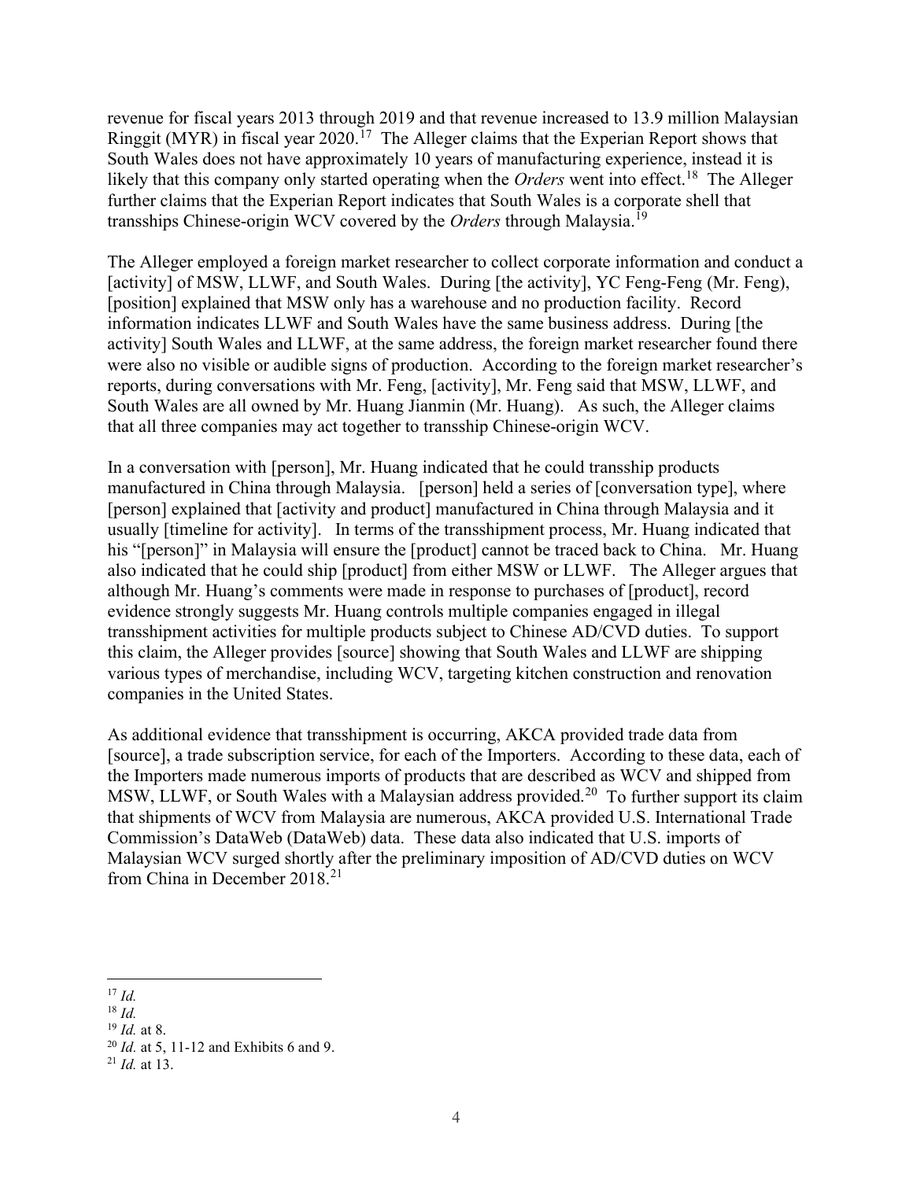revenue for fiscal years 2013 through 2019 and that revenue increased to 13.9 million Malaysian Ringgit (MYR) in fiscal year 2020.[17] The Alleger claims that the Experian Report shows that South Wales does not have approximately 10 years of manufacturing experience, instead it is likely that this company only started operating when the *Orders* went into effect.[18] The Alleger further claims that the Experian Report indicates that South Wales is a corporate shell that transships Chinese-origin WCV covered by the *Orders* through Malaysia.[19]

The Alleger employed a foreign market researcher to collect corporate information and conduct a [activity] of MSW, LLWF, and South Wales. During [the activity], YC Feng-Feng (Mr. Feng), [position] explained that MSW only has a warehouse and no production facility. Record information indicates LLWF and South Wales have the same business address. During [the activity] South Wales and LLWF, at the same address, the foreign market researcher found there were also no visible or audible signs of production. According to the foreign market researcher's reports, during conversations with Mr. Feng, [activity], Mr. Feng said that MSW, LLWF, and South Wales are all owned by Mr. Huang Jianmin (Mr. Huang). As such, the Alleger claims that all three companies may act together to transship Chinese-origin WCV.

In a conversation with [person], Mr. Huang indicated that he could transship products manufactured in China through Malaysia. [person] held a series of [conversation type], where [person] explained that [activity and product] manufactured in China through Malaysia and it usually [timeline for activity]. In terms of the transshipment process, Mr. Huang indicated that his "[person]" in Malaysia will ensure the [product] cannot be traced back to China. Mr. Huang also indicated that he could ship [product] from either MSW or LLWF. The Alleger argues that although Mr. Huang's comments were made in response to purchases of [product], record evidence strongly suggests Mr. Huang controls multiple companies engaged in illegal transshipment activities for multiple products subject to Chinese AD/CVD duties. To support this claim, the Alleger provides [source] showing that South Wales and LLWF are shipping various types of merchandise, including WCV, targeting kitchen construction and renovation companies in the United States.

As additional evidence that transshipment is occurring, AKCA provided trade data from [source], a trade subscription service, for each of the Importers. According to these data, each of the Importers made numerous imports of products that are described as WCV and shipped from MSW, LLWF, or South Wales with a Malaysian address provided.[20] To further support its claim that shipments of WCV from Malaysia are numerous, AKCA provided U.S. International Trade Commission's DataWeb (DataWeb) data. These data also indicated that U.S. imports of Malaysian WCV surged shortly after the preliminary imposition of AD/CVD duties on WCV from China in December 2018.[21]

---

[17] *Id.*

[18] *Id.*

[19] *Id.* at 8.

[20] *Id.* at 5, 11-12 and Exhibits 6 and 9.

[21] *Id.* at 13.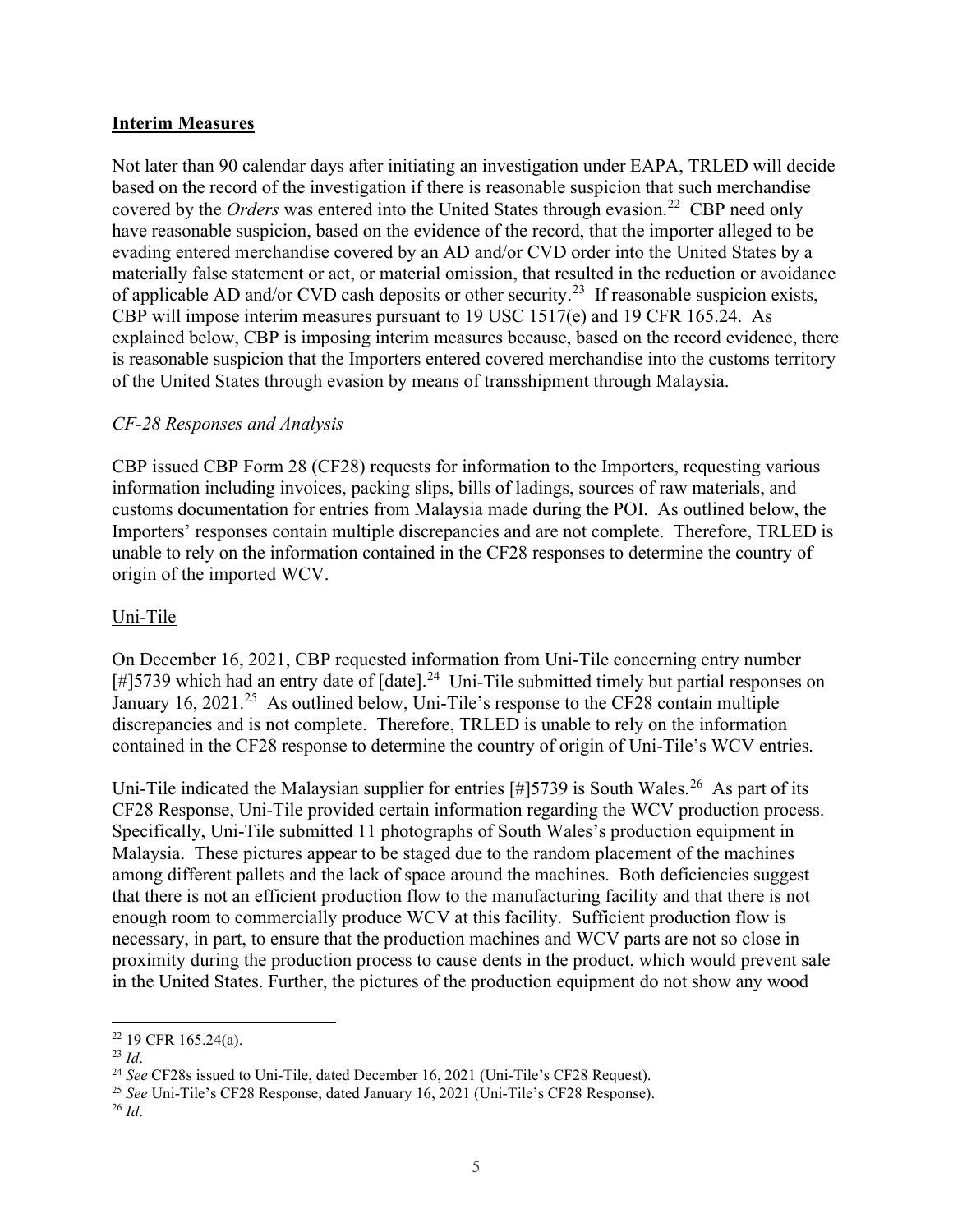## Interim Measures

Not later than 90 calendar days after initiating an investigation under EAPA, TRLED will decide based on the record of the investigation if there is reasonable suspicion that such merchandise covered by the *Orders* was entered into the United States through evasion.[22] CBP need only have reasonable suspicion, based on the evidence of the record, that the importer alleged to be evading entered merchandise covered by an AD and/or CVD order into the United States by a materially false statement or act, or material omission, that resulted in the reduction or avoidance of applicable AD and/or CVD cash deposits or other security.[23] If reasonable suspicion exists, CBP will impose interim measures pursuant to 19 USC 1517(e) and 19 CFR 165.24. As explained below, CBP is imposing interim measures because, based on the record evidence, there is reasonable suspicion that the Importers entered covered merchandise into the customs territory of the United States through evasion by means of transshipment through Malaysia.

### *CF-28 Responses and Analysis*

CBP issued CBP Form 28 (CF28) requests for information to the Importers, requesting various information including invoices, packing slips, bills of ladings, sources of raw materials, and customs documentation for entries from Malaysia made during the POI. As outlined below, the Importers' responses contain multiple discrepancies and are not complete. Therefore, TRLED is unable to rely on the information contained in the CF28 responses to determine the country of origin of the imported WCV.

### Uni-Tile

On December 16, 2021, CBP requested information from Uni-Tile concerning entry number [#]5739 which had an entry date of [date].[24] Uni-Tile submitted timely but partial responses on January 16, 2021.[25] As outlined below, Uni-Tile's response to the CF28 contain multiple discrepancies and is not complete. Therefore, TRLED is unable to rely on the information contained in the CF28 response to determine the country of origin of Uni-Tile's WCV entries.

Uni-Tile indicated the Malaysian supplier for entries [#]5739 is South Wales.[26] As part of its CF28 Response, Uni-Tile provided certain information regarding the WCV production process. Specifically, Uni-Tile submitted 11 photographs of South Wales's production equipment in Malaysia. These pictures appear to be staged due to the random placement of the machines among different pallets and the lack of space around the machines. Both deficiencies suggest that there is not an efficient production flow to the manufacturing facility and that there is not enough room to commercially produce WCV at this facility. Sufficient production flow is necessary, in part, to ensure that the production machines and WCV parts are not so close in proximity during the production process to cause dents in the product, which would prevent sale in the United States. Further, the pictures of the production equipment do not show any wood

---

[22] 19 CFR 165.24(a).

[23] *Id*.

[24] *See* CF28s issued to Uni-Tile, dated December 16, 2021 (Uni-Tile's CF28 Request).

[25] *See* Uni-Tile's CF28 Response, dated January 16, 2021 (Uni-Tile's CF28 Response).

[26] *Id*.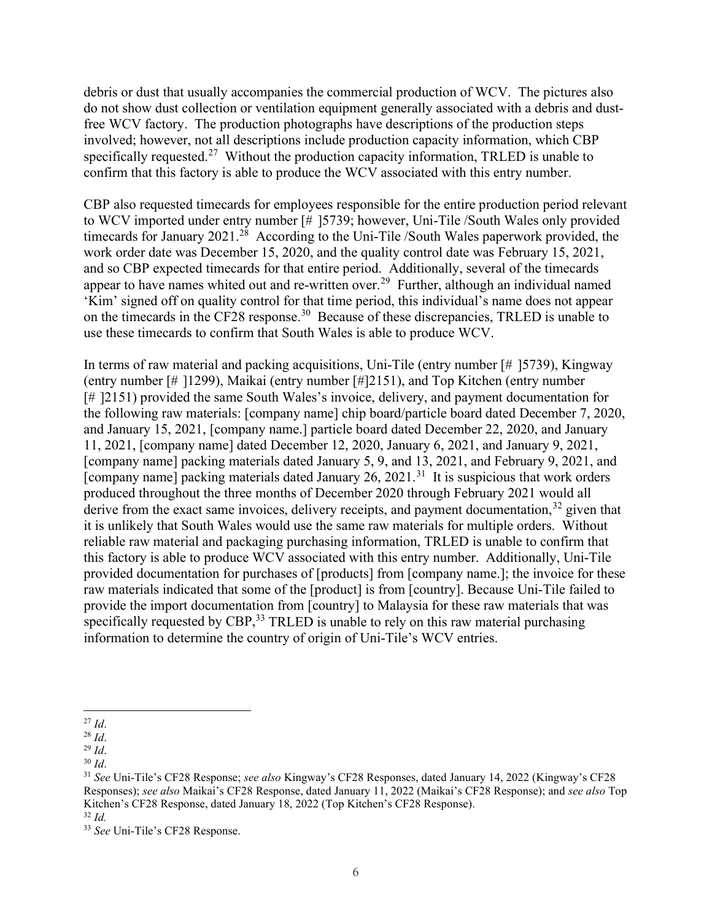debris or dust that usually accompanies the commercial production of WCV. The pictures also do not show dust collection or ventilation equipment generally associated with a debris and dust-free WCV factory. The production photographs have descriptions of the production steps involved; however, not all descriptions include production capacity information, which CBP specifically requested.[27] Without the production capacity information, TRLED is unable to confirm that this factory is able to produce the WCV associated with this entry number.

CBP also requested timecards for employees responsible for the entire production period relevant to WCV imported under entry number [# ]5739; however, Uni-Tile /South Wales only provided timecards for January 2021.[28] According to the Uni-Tile /South Wales paperwork provided, the work order date was December 15, 2020, and the quality control date was February 15, 2021, and so CBP expected timecards for that entire period. Additionally, several of the timecards appear to have names whited out and re-written over.[29] Further, although an individual named 'Kim' signed off on quality control for that time period, this individual's name does not appear on the timecards in the CF28 response.[30] Because of these discrepancies, TRLED is unable to use these timecards to confirm that South Wales is able to produce WCV.

In terms of raw material and packing acquisitions, Uni-Tile (entry number [# ]5739), Kingway (entry number [# ]1299), Maikai (entry number [#]2151), and Top Kitchen (entry number [# ]2151) provided the same South Wales's invoice, delivery, and payment documentation for the following raw materials: [company name] chip board/particle board dated December 7, 2020, and January 15, 2021, [company name.] particle board dated December 22, 2020, and January 11, 2021, [company name] dated December 12, 2020, January 6, 2021, and January 9, 2021, [company name] packing materials dated January 5, 9, and 13, 2021, and February 9, 2021, and [company name] packing materials dated January 26, 2021.[31] It is suspicious that work orders produced throughout the three months of December 2020 through February 2021 would all derive from the exact same invoices, delivery receipts, and payment documentation,[32] given that it is unlikely that South Wales would use the same raw materials for multiple orders. Without reliable raw material and packaging purchasing information, TRLED is unable to confirm that this factory is able to produce WCV associated with this entry number. Additionally, Uni-Tile provided documentation for purchases of [products] from [company name.]; the invoice for these raw materials indicated that some of the [product] is from [country]. Because Uni-Tile failed to provide the import documentation from [country] to Malaysia for these raw materials that was specifically requested by CBP,[33] TRLED is unable to rely on this raw material purchasing information to determine the country of origin of Uni-Tile's WCV entries.

---

[27] *Id*.

[28] *Id*.

[29] *Id*.

[30] *Id*.

[31] *See* Uni-Tile's CF28 Response; *see also* Kingway's CF28 Responses, dated January 14, 2022 (Kingway's CF28 Responses); *see also* Maikai's CF28 Response, dated January 11, 2022 (Maikai's CF28 Response); and *see also* Top Kitchen's CF28 Response, dated January 18, 2022 (Top Kitchen's CF28 Response).

[32] *Id.*

[33] *See* Uni-Tile's CF28 Response.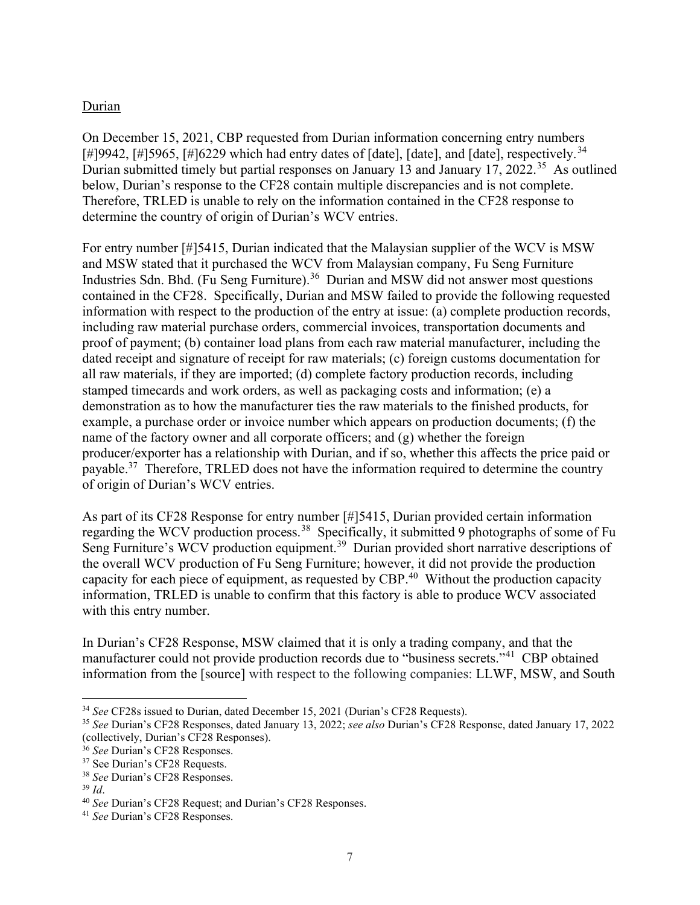Durian

On December 15, 2021, CBP requested from Durian information concerning entry numbers [#]9942, [#]5965, [#]6229 which had entry dates of [date], [date], and [date], respectively.[34] Durian submitted timely but partial responses on January 13 and January 17, 2022.[35] As outlined below, Durian's response to the CF28 contain multiple discrepancies and is not complete. Therefore, TRLED is unable to rely on the information contained in the CF28 response to determine the country of origin of Durian's WCV entries.

For entry number [#]5415, Durian indicated that the Malaysian supplier of the WCV is MSW and MSW stated that it purchased the WCV from Malaysian company, Fu Seng Furniture Industries Sdn. Bhd. (Fu Seng Furniture).[36] Durian and MSW did not answer most questions contained in the CF28. Specifically, Durian and MSW failed to provide the following requested information with respect to the production of the entry at issue: (a) complete production records, including raw material purchase orders, commercial invoices, transportation documents and proof of payment; (b) container load plans from each raw material manufacturer, including the dated receipt and signature of receipt for raw materials; (c) foreign customs documentation for all raw materials, if they are imported; (d) complete factory production records, including stamped timecards and work orders, as well as packaging costs and information; (e) a demonstration as to how the manufacturer ties the raw materials to the finished products, for example, a purchase order or invoice number which appears on production documents; (f) the name of the factory owner and all corporate officers; and (g) whether the foreign producer/exporter has a relationship with Durian, and if so, whether this affects the price paid or payable.[37] Therefore, TRLED does not have the information required to determine the country of origin of Durian's WCV entries.

As part of its CF28 Response for entry number [#]5415, Durian provided certain information regarding the WCV production process.[38] Specifically, it submitted 9 photographs of some of Fu Seng Furniture's WCV production equipment.[39] Durian provided short narrative descriptions of the overall WCV production of Fu Seng Furniture; however, it did not provide the production capacity for each piece of equipment, as requested by CBP.[40] Without the production capacity information, TRLED is unable to confirm that this factory is able to produce WCV associated with this entry number.

In Durian's CF28 Response, MSW claimed that it is only a trading company, and that the manufacturer could not provide production records due to "business secrets."[41] CBP obtained information from the [source] with respect to the following companies: LLWF, MSW, and South

---

[34] *See* CF28s issued to Durian, dated December 15, 2021 (Durian's CF28 Requests).

[35] *See* Durian's CF28 Responses, dated January 13, 2022; *see also* Durian's CF28 Response, dated January 17, 2022 (collectively, Durian's CF28 Responses).

[36] *See* Durian's CF28 Responses.

[37] See Durian's CF28 Requests.

[38] *See* Durian's CF28 Responses.

[39] *Id*.

[40] *See* Durian's CF28 Request; and Durian's CF28 Responses.

[41] *See* Durian's CF28 Responses.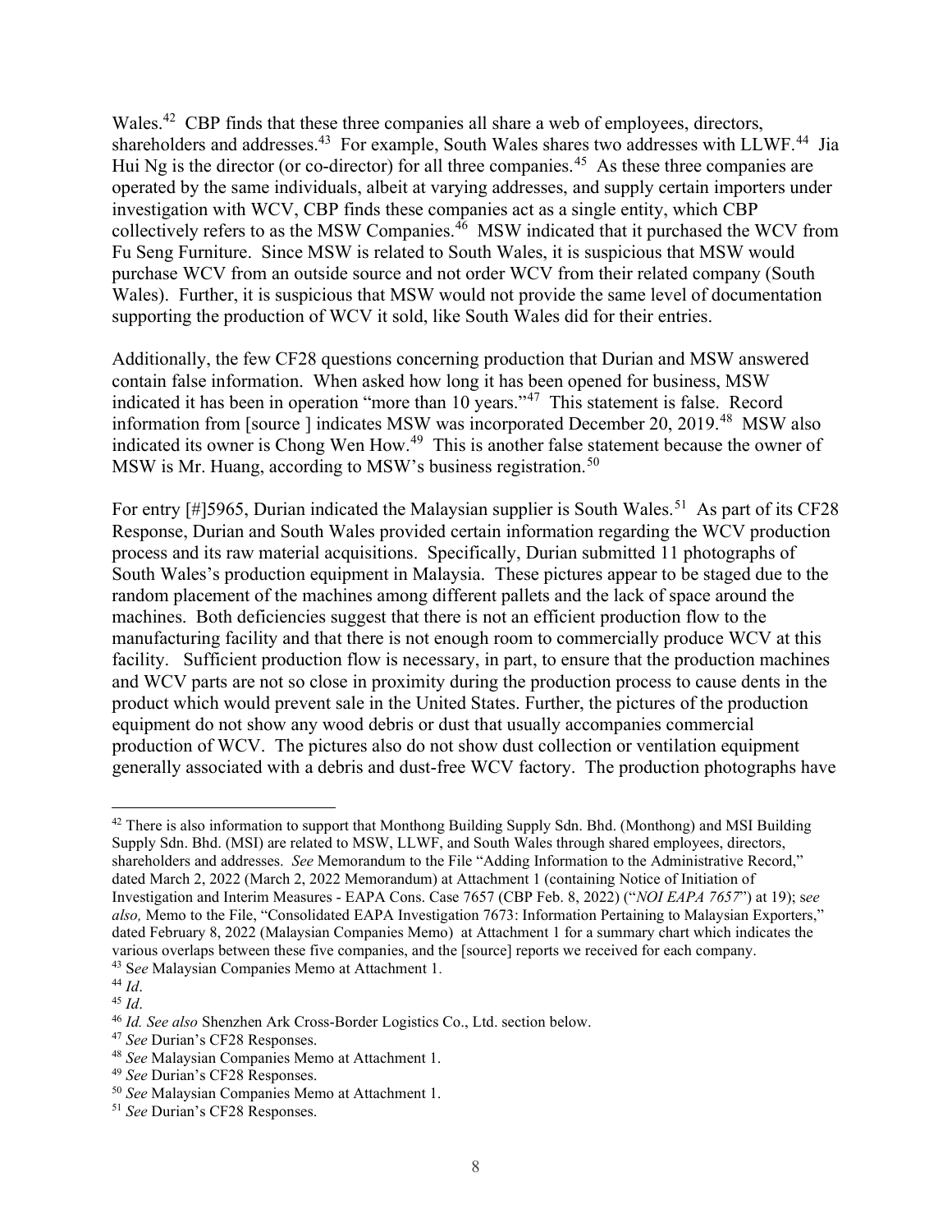Wales.[42] CBP finds that these three companies all share a web of employees, directors, shareholders and addresses.[43] For example, South Wales shares two addresses with LLWF.[44] Jia Hui Ng is the director (or co-director) for all three companies.[45] As these three companies are operated by the same individuals, albeit at varying addresses, and supply certain importers under investigation with WCV, CBP finds these companies act as a single entity, which CBP collectively refers to as the MSW Companies.[46] MSW indicated that it purchased the WCV from Fu Seng Furniture. Since MSW is related to South Wales, it is suspicious that MSW would purchase WCV from an outside source and not order WCV from their related company (South Wales). Further, it is suspicious that MSW would not provide the same level of documentation supporting the production of WCV it sold, like South Wales did for their entries.

Additionally, the few CF28 questions concerning production that Durian and MSW answered contain false information. When asked how long it has been opened for business, MSW indicated it has been in operation "more than 10 years."[47] This statement is false. Record information from [source ] indicates MSW was incorporated December 20, 2019.[48] MSW also indicated its owner is Chong Wen How.[49] This is another false statement because the owner of MSW is Mr. Huang, according to MSW's business registration.[50]

For entry [#]5965, Durian indicated the Malaysian supplier is South Wales.[51] As part of its CF28 Response, Durian and South Wales provided certain information regarding the WCV production process and its raw material acquisitions. Specifically, Durian submitted 11 photographs of South Wales's production equipment in Malaysia. These pictures appear to be staged due to the random placement of the machines among different pallets and the lack of space around the machines. Both deficiencies suggest that there is not an efficient production flow to the manufacturing facility and that there is not enough room to commercially produce WCV at this facility. Sufficient production flow is necessary, in part, to ensure that the production machines and WCV parts are not so close in proximity during the production process to cause dents in the product which would prevent sale in the United States. Further, the pictures of the production equipment do not show any wood debris or dust that usually accompanies commercial production of WCV. The pictures also do not show dust collection or ventilation equipment generally associated with a debris and dust-free WCV factory. The production photographs have

---

[42] There is also information to support that Monthong Building Supply Sdn. Bhd. (Monthong) and MSI Building Supply Sdn. Bhd. (MSI) are related to MSW, LLWF, and South Wales through shared employees, directors, shareholders and addresses. *See* Memorandum to the File "Adding Information to the Administrative Record," dated March 2, 2022 (March 2, 2022 Memorandum) at Attachment 1 (containing Notice of Initiation of Investigation and Interim Measures - EAPA Cons. Case 7657 (CBP Feb. 8, 2022) ("*NOI EAPA 7657*") at 19); s*ee also,* Memo to the File, "Consolidated EAPA Investigation 7673: Information Pertaining to Malaysian Exporters," dated February 8, 2022 (Malaysian Companies Memo) at Attachment 1 for a summary chart which indicates the various overlaps between these five companies, and the [source] reports we received for each company.

[43] S*ee* Malaysian Companies Memo at Attachment 1.

[44] *Id*.

[45] *Id*.

[46] *Id. See also* Shenzhen Ark Cross-Border Logistics Co., Ltd. section below.

[47] *See* Durian's CF28 Responses.

[48] *See* Malaysian Companies Memo at Attachment 1.

[49] *See* Durian's CF28 Responses.

[50] *See* Malaysian Companies Memo at Attachment 1.

[51] *See* Durian's CF28 Responses.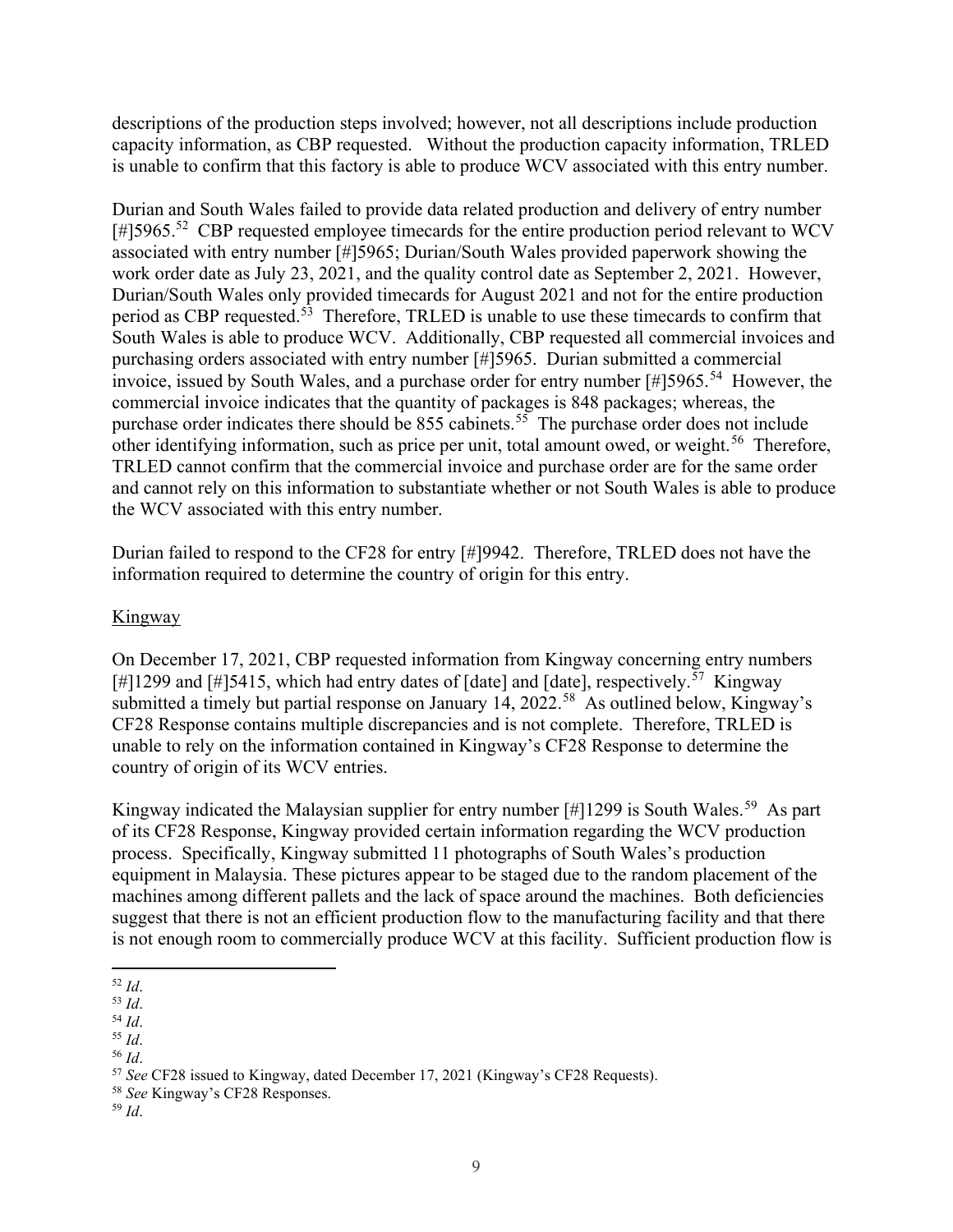descriptions of the production steps involved; however, not all descriptions include production capacity information, as CBP requested. Without the production capacity information, TRLED is unable to confirm that this factory is able to produce WCV associated with this entry number.

Durian and South Wales failed to provide data related production and delivery of entry number [#]5965.[52] CBP requested employee timecards for the entire production period relevant to WCV associated with entry number [#]5965; Durian/South Wales provided paperwork showing the work order date as July 23, 2021, and the quality control date as September 2, 2021. However, Durian/South Wales only provided timecards for August 2021 and not for the entire production period as CBP requested.[53] Therefore, TRLED is unable to use these timecards to confirm that South Wales is able to produce WCV. Additionally, CBP requested all commercial invoices and purchasing orders associated with entry number [#]5965. Durian submitted a commercial invoice, issued by South Wales, and a purchase order for entry number [#]5965.[54] However, the commercial invoice indicates that the quantity of packages is 848 packages; whereas, the purchase order indicates there should be 855 cabinets.[55] The purchase order does not include other identifying information, such as price per unit, total amount owed, or weight.[56] Therefore, TRLED cannot confirm that the commercial invoice and purchase order are for the same order and cannot rely on this information to substantiate whether or not South Wales is able to produce the WCV associated with this entry number.

Durian failed to respond to the CF28 for entry [#]9942. Therefore, TRLED does not have the information required to determine the country of origin for this entry.

Kingway

On December 17, 2021, CBP requested information from Kingway concerning entry numbers [#]1299 and [#]5415, which had entry dates of [date] and [date], respectively.[57] Kingway submitted a timely but partial response on January 14, 2022.[58] As outlined below, Kingway's CF28 Response contains multiple discrepancies and is not complete. Therefore, TRLED is unable to rely on the information contained in Kingway's CF28 Response to determine the country of origin of its WCV entries.

Kingway indicated the Malaysian supplier for entry number [#]1299 is South Wales.[59] As part of its CF28 Response, Kingway provided certain information regarding the WCV production process. Specifically, Kingway submitted 11 photographs of South Wales's production equipment in Malaysia. These pictures appear to be staged due to the random placement of the machines among different pallets and the lack of space around the machines. Both deficiencies suggest that there is not an efficient production flow to the manufacturing facility and that there is not enough room to commercially produce WCV at this facility. Sufficient production flow is

---

[52] *Id*.

[53] *Id*.

[54] *Id*.

[55] *Id*.

[56] *Id*.

[57] *See* CF28 issued to Kingway, dated December 17, 2021 (Kingway's CF28 Requests).

[58] *See* Kingway's CF28 Responses.

[59] *Id*.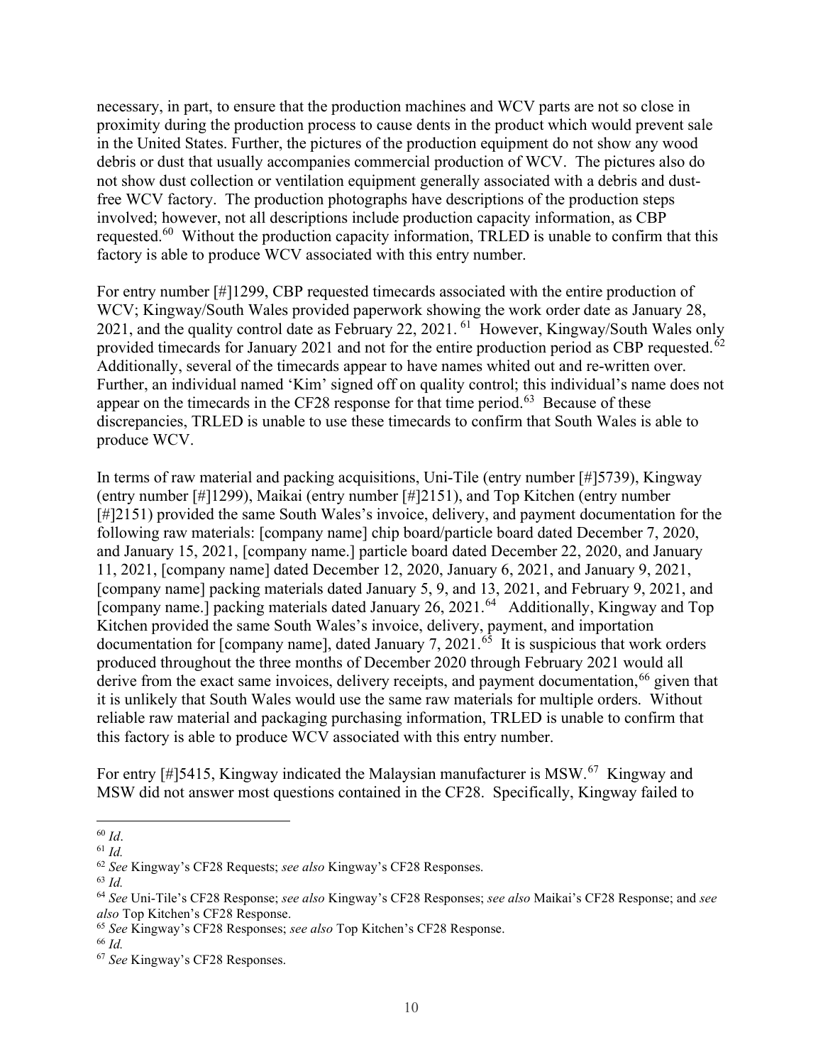necessary, in part, to ensure that the production machines and WCV parts are not so close in proximity during the production process to cause dents in the product which would prevent sale in the United States. Further, the pictures of the production equipment do not show any wood debris or dust that usually accompanies commercial production of WCV. The pictures also do not show dust collection or ventilation equipment generally associated with a debris and dust-free WCV factory. The production photographs have descriptions of the production steps involved; however, not all descriptions include production capacity information, as CBP requested.[60] Without the production capacity information, TRLED is unable to confirm that this factory is able to produce WCV associated with this entry number.

For entry number [#]1299, CBP requested timecards associated with the entire production of WCV; Kingway/South Wales provided paperwork showing the work order date as January 28, 2021, and the quality control date as February 22, 2021.[61] However, Kingway/South Wales only provided timecards for January 2021 and not for the entire production period as CBP requested.[62] Additionally, several of the timecards appear to have names whited out and re-written over. Further, an individual named 'Kim' signed off on quality control; this individual's name does not appear on the timecards in the CF28 response for that time period.[63] Because of these discrepancies, TRLED is unable to use these timecards to confirm that South Wales is able to produce WCV.

In terms of raw material and packing acquisitions, Uni-Tile (entry number [#]5739), Kingway (entry number [#]1299), Maikai (entry number [#]2151), and Top Kitchen (entry number [#]2151) provided the same South Wales's invoice, delivery, and payment documentation for the following raw materials: [company name] chip board/particle board dated December 7, 2020, and January 15, 2021, [company name.] particle board dated December 22, 2020, and January 11, 2021, [company name] dated December 12, 2020, January 6, 2021, and January 9, 2021, [company name] packing materials dated January 5, 9, and 13, 2021, and February 9, 2021, and [company name.] packing materials dated January 26, 2021.[64] Additionally, Kingway and Top Kitchen provided the same South Wales's invoice, delivery, payment, and importation documentation for [company name], dated January 7, 2021.[65] It is suspicious that work orders produced throughout the three months of December 2020 through February 2021 would all derive from the exact same invoices, delivery receipts, and payment documentation,[66] given that it is unlikely that South Wales would use the same raw materials for multiple orders. Without reliable raw material and packaging purchasing information, TRLED is unable to confirm that this factory is able to produce WCV associated with this entry number.

For entry [#]5415, Kingway indicated the Malaysian manufacturer is MSW.[67] Kingway and MSW did not answer most questions contained in the CF28. Specifically, Kingway failed to

---

[60] *Id*.

[61] *Id.*

[62] *See* Kingway's CF28 Requests; *see also* Kingway's CF28 Responses.

[63] *Id.*

[64] *See* Uni-Tile's CF28 Response; *see also* Kingway's CF28 Responses; *see also* Maikai's CF28 Response; and *see also* Top Kitchen's CF28 Response.

[65] *See* Kingway's CF28 Responses; *see also* Top Kitchen's CF28 Response.

[66] *Id.*

[67] *See* Kingway's CF28 Responses.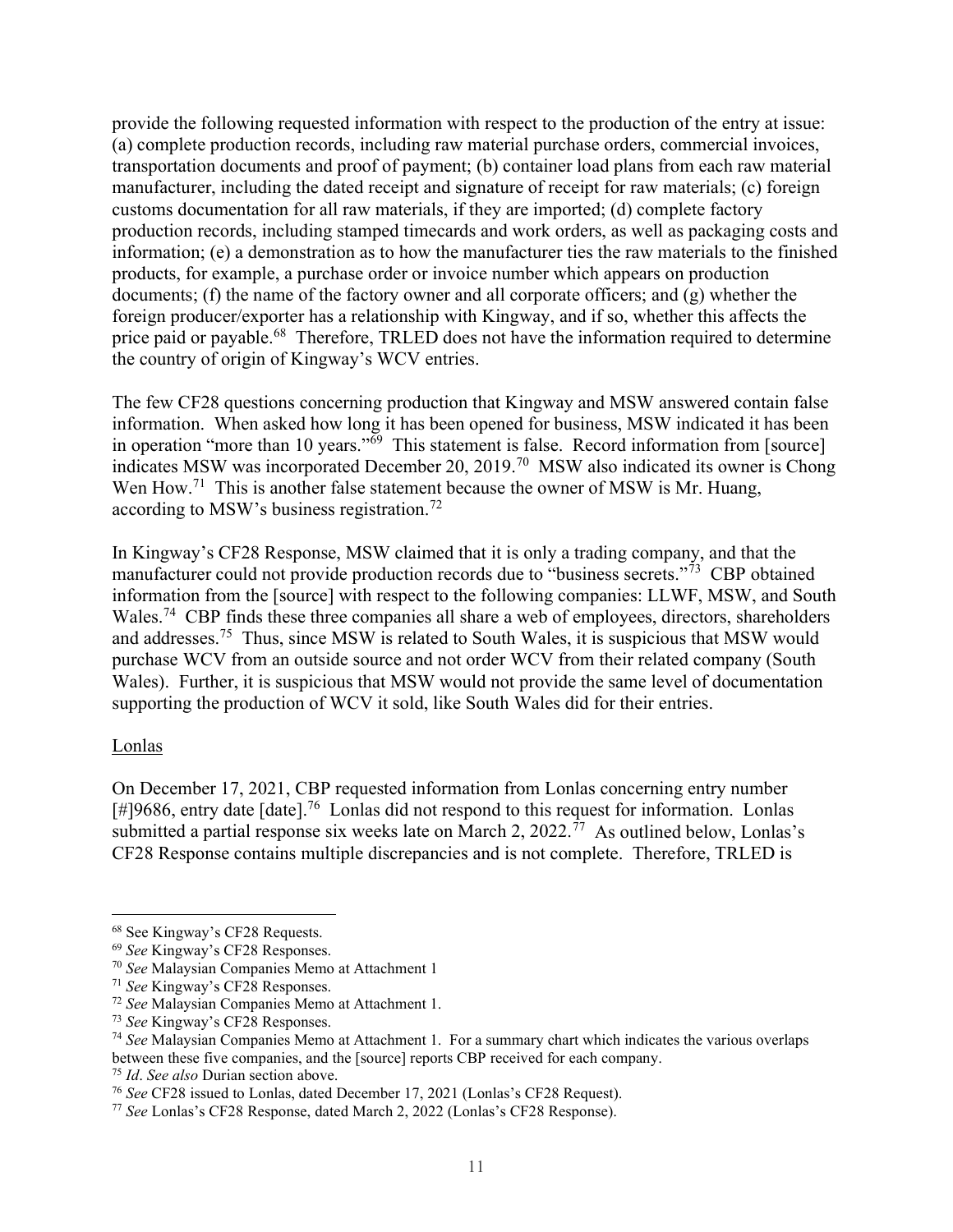provide the following requested information with respect to the production of the entry at issue: (a) complete production records, including raw material purchase orders, commercial invoices, transportation documents and proof of payment; (b) container load plans from each raw material manufacturer, including the dated receipt and signature of receipt for raw materials; (c) foreign customs documentation for all raw materials, if they are imported; (d) complete factory production records, including stamped timecards and work orders, as well as packaging costs and information; (e) a demonstration as to how the manufacturer ties the raw materials to the finished products, for example, a purchase order or invoice number which appears on production documents; (f) the name of the factory owner and all corporate officers; and (g) whether the foreign producer/exporter has a relationship with Kingway, and if so, whether this affects the price paid or payable.[68] Therefore, TRLED does not have the information required to determine the country of origin of Kingway's WCV entries.

The few CF28 questions concerning production that Kingway and MSW answered contain false information. When asked how long it has been opened for business, MSW indicated it has been in operation "more than 10 years."[69] This statement is false. Record information from [source] indicates MSW was incorporated December 20, 2019.[70] MSW also indicated its owner is Chong Wen How.[71] This is another false statement because the owner of MSW is Mr. Huang, according to MSW's business registration.[72]

In Kingway's CF28 Response, MSW claimed that it is only a trading company, and that the manufacturer could not provide production records due to "business secrets."[73] CBP obtained information from the [source] with respect to the following companies: LLWF, MSW, and South Wales.[74] CBP finds these three companies all share a web of employees, directors, shareholders and addresses.[75] Thus, since MSW is related to South Wales, it is suspicious that MSW would purchase WCV from an outside source and not order WCV from their related company (South Wales). Further, it is suspicious that MSW would not provide the same level of documentation supporting the production of WCV it sold, like South Wales did for their entries.

<u>Lonlas</u>

On December 17, 2021, CBP requested information from Lonlas concerning entry number [#]9686, entry date [date].[76] Lonlas did not respond to this request for information. Lonlas submitted a partial response six weeks late on March 2, 2022.[77] As outlined below, Lonlas's CF28 Response contains multiple discrepancies and is not complete. Therefore, TRLED is

---

[68] See Kingway's CF28 Requests.

[69] *See* Kingway's CF28 Responses.

[70] *See* Malaysian Companies Memo at Attachment 1

[71] *See* Kingway's CF28 Responses.

[72] *See* Malaysian Companies Memo at Attachment 1.

[73] *See* Kingway's CF28 Responses.

[74] *See* Malaysian Companies Memo at Attachment 1. For a summary chart which indicates the various overlaps between these five companies, and the [source] reports CBP received for each company.

[75] *Id*. *See also* Durian section above.

[76] *See* CF28 issued to Lonlas, dated December 17, 2021 (Lonlas's CF28 Request).

[77] *See* Lonlas's CF28 Response, dated March 2, 2022 (Lonlas's CF28 Response).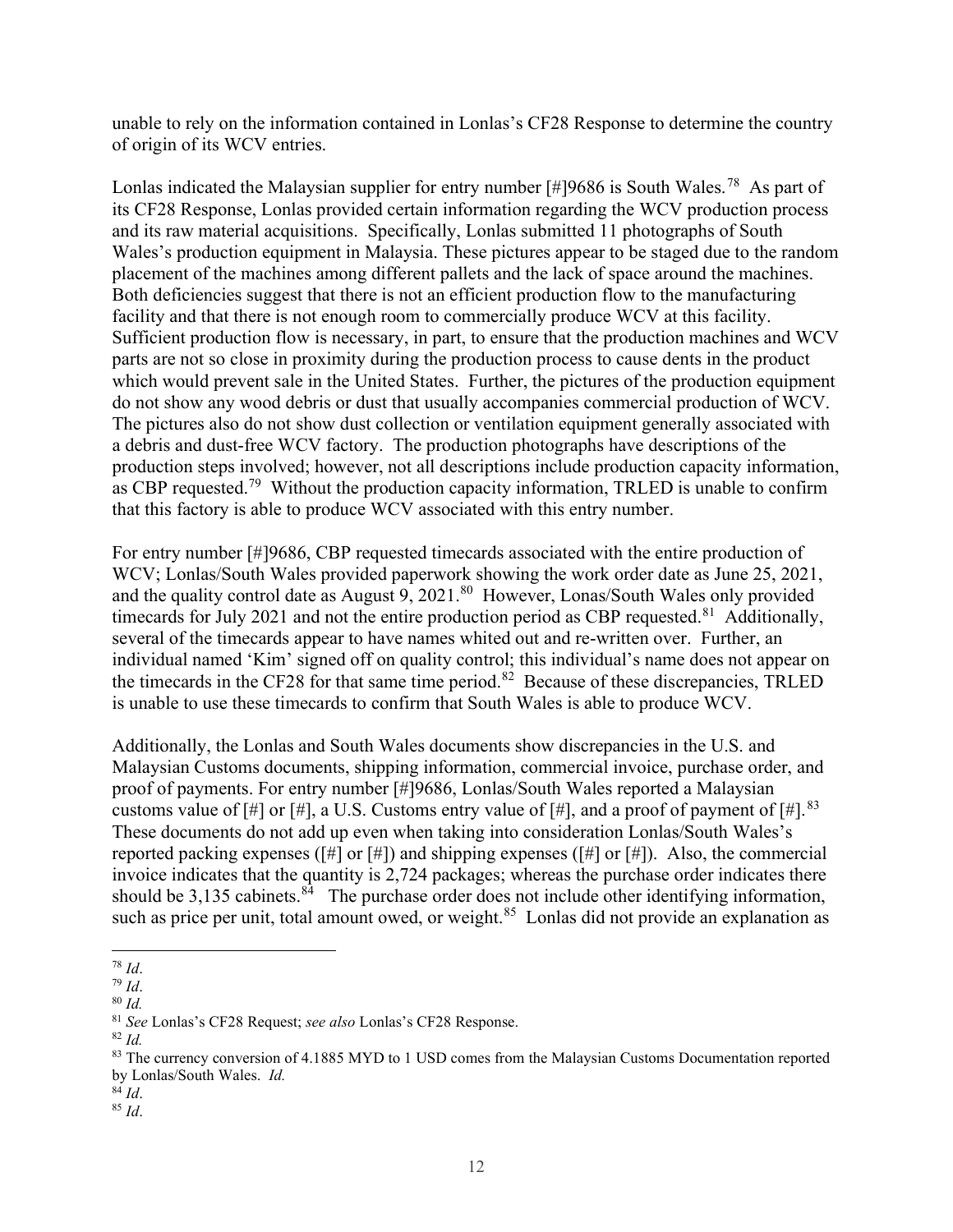unable to rely on the information contained in Lonlas's CF28 Response to determine the country of origin of its WCV entries.

Lonlas indicated the Malaysian supplier for entry number [#]9686 is South Wales.[78] As part of its CF28 Response, Lonlas provided certain information regarding the WCV production process and its raw material acquisitions. Specifically, Lonlas submitted 11 photographs of South Wales's production equipment in Malaysia. These pictures appear to be staged due to the random placement of the machines among different pallets and the lack of space around the machines. Both deficiencies suggest that there is not an efficient production flow to the manufacturing facility and that there is not enough room to commercially produce WCV at this facility. Sufficient production flow is necessary, in part, to ensure that the production machines and WCV parts are not so close in proximity during the production process to cause dents in the product which would prevent sale in the United States. Further, the pictures of the production equipment do not show any wood debris or dust that usually accompanies commercial production of WCV. The pictures also do not show dust collection or ventilation equipment generally associated with a debris and dust-free WCV factory. The production photographs have descriptions of the production steps involved; however, not all descriptions include production capacity information, as CBP requested.[79] Without the production capacity information, TRLED is unable to confirm that this factory is able to produce WCV associated with this entry number.

For entry number [#]9686, CBP requested timecards associated with the entire production of WCV; Lonlas/South Wales provided paperwork showing the work order date as June 25, 2021, and the quality control date as August 9, 2021.[80] However, Lonas/South Wales only provided timecards for July 2021 and not the entire production period as CBP requested.[81] Additionally, several of the timecards appear to have names whited out and re-written over. Further, an individual named 'Kim' signed off on quality control; this individual's name does not appear on the timecards in the CF28 for that same time period.[82] Because of these discrepancies, TRLED is unable to use these timecards to confirm that South Wales is able to produce WCV.

Additionally, the Lonlas and South Wales documents show discrepancies in the U.S. and Malaysian Customs documents, shipping information, commercial invoice, purchase order, and proof of payments. For entry number [#]9686, Lonlas/South Wales reported a Malaysian customs value of [#] or [#], a U.S. Customs entry value of [#], and a proof of payment of [#].[83] These documents do not add up even when taking into consideration Lonlas/South Wales's reported packing expenses ([#] or [#]) and shipping expenses ([#] or [#]). Also, the commercial invoice indicates that the quantity is 2,724 packages; whereas the purchase order indicates there should be 3,135 cabinets.[84] The purchase order does not include other identifying information, such as price per unit, total amount owed, or weight.[85] Lonlas did not provide an explanation as

---

[78] *Id*.

[79] *Id*.

[80] *Id.*

[81] *See* Lonlas's CF28 Request; *see also* Lonlas's CF28 Response.

[82] *Id.*

[83] The currency conversion of 4.1885 MYD to 1 USD comes from the Malaysian Customs Documentation reported by Lonlas/South Wales. *Id.*

[84] *Id*.

[85] *Id*.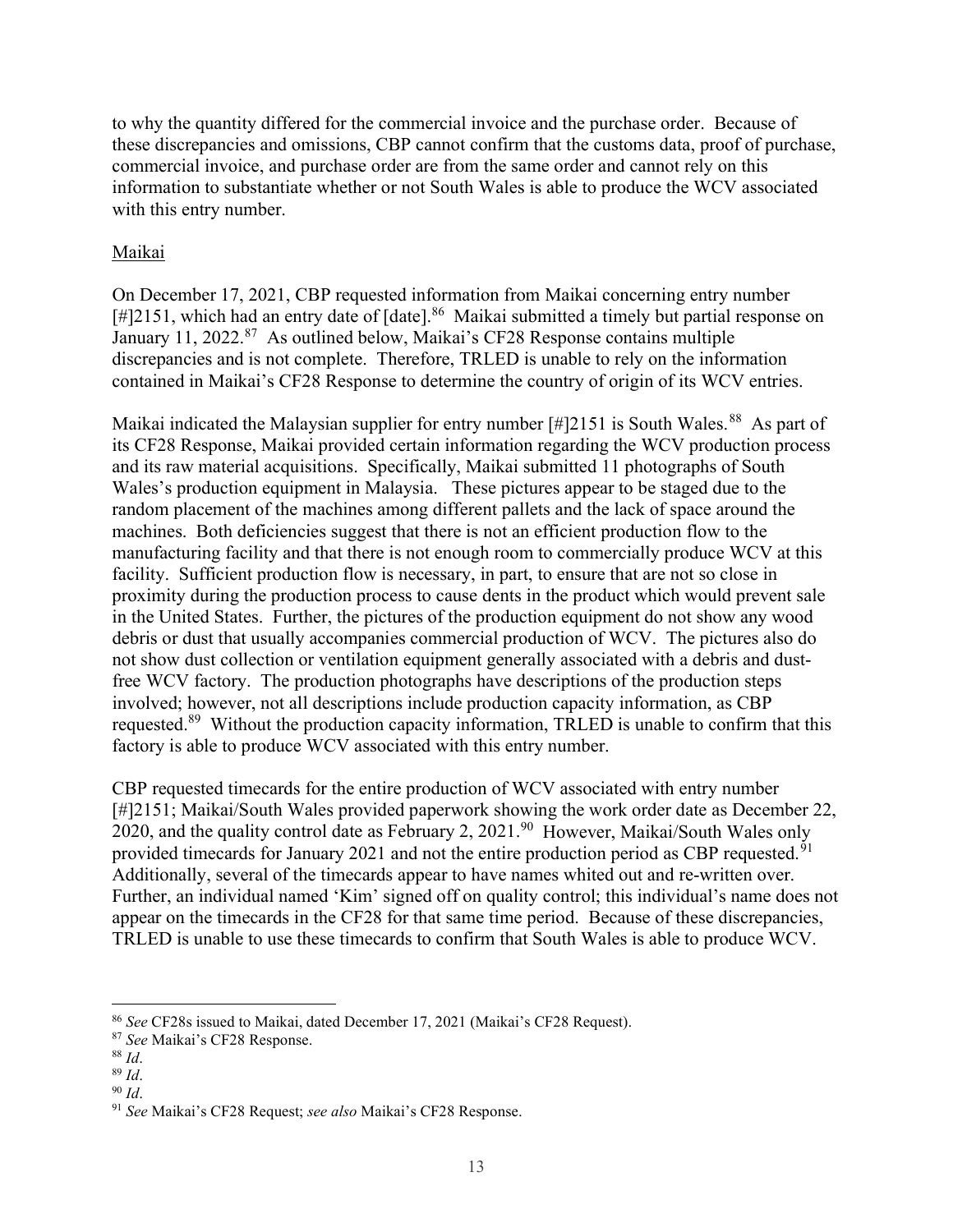to why the quantity differed for the commercial invoice and the purchase order. Because of these discrepancies and omissions, CBP cannot confirm that the customs data, proof of purchase, commercial invoice, and purchase order are from the same order and cannot rely on this information to substantiate whether or not South Wales is able to produce the WCV associated with this entry number.

Maikai

On December 17, 2021, CBP requested information from Maikai concerning entry number [#]2151, which had an entry date of [date].[86] Maikai submitted a timely but partial response on January 11, 2022.[87] As outlined below, Maikai's CF28 Response contains multiple discrepancies and is not complete. Therefore, TRLED is unable to rely on the information contained in Maikai's CF28 Response to determine the country of origin of its WCV entries.

Maikai indicated the Malaysian supplier for entry number [#]2151 is South Wales.[88] As part of its CF28 Response, Maikai provided certain information regarding the WCV production process and its raw material acquisitions. Specifically, Maikai submitted 11 photographs of South Wales's production equipment in Malaysia. These pictures appear to be staged due to the random placement of the machines among different pallets and the lack of space around the machines. Both deficiencies suggest that there is not an efficient production flow to the manufacturing facility and that there is not enough room to commercially produce WCV at this facility. Sufficient production flow is necessary, in part, to ensure that are not so close in proximity during the production process to cause dents in the product which would prevent sale in the United States. Further, the pictures of the production equipment do not show any wood debris or dust that usually accompanies commercial production of WCV. The pictures also do not show dust collection or ventilation equipment generally associated with a debris and dust-free WCV factory. The production photographs have descriptions of the production steps involved; however, not all descriptions include production capacity information, as CBP requested.[89] Without the production capacity information, TRLED is unable to confirm that this factory is able to produce WCV associated with this entry number.

CBP requested timecards for the entire production of WCV associated with entry number [#]2151; Maikai/South Wales provided paperwork showing the work order date as December 22, 2020, and the quality control date as February 2, 2021.[90] However, Maikai/South Wales only provided timecards for January 2021 and not the entire production period as CBP requested.[91] Additionally, several of the timecards appear to have names whited out and re-written over. Further, an individual named 'Kim' signed off on quality control; this individual's name does not appear on the timecards in the CF28 for that same time period. Because of these discrepancies, TRLED is unable to use these timecards to confirm that South Wales is able to produce WCV.

---

[86] *See* CF28s issued to Maikai, dated December 17, 2021 (Maikai's CF28 Request).

[87] *See* Maikai's CF28 Response.

[88] *Id*.

[89] *Id*.

[90] *Id*.

[91] *See* Maikai's CF28 Request; *see also* Maikai's CF28 Response.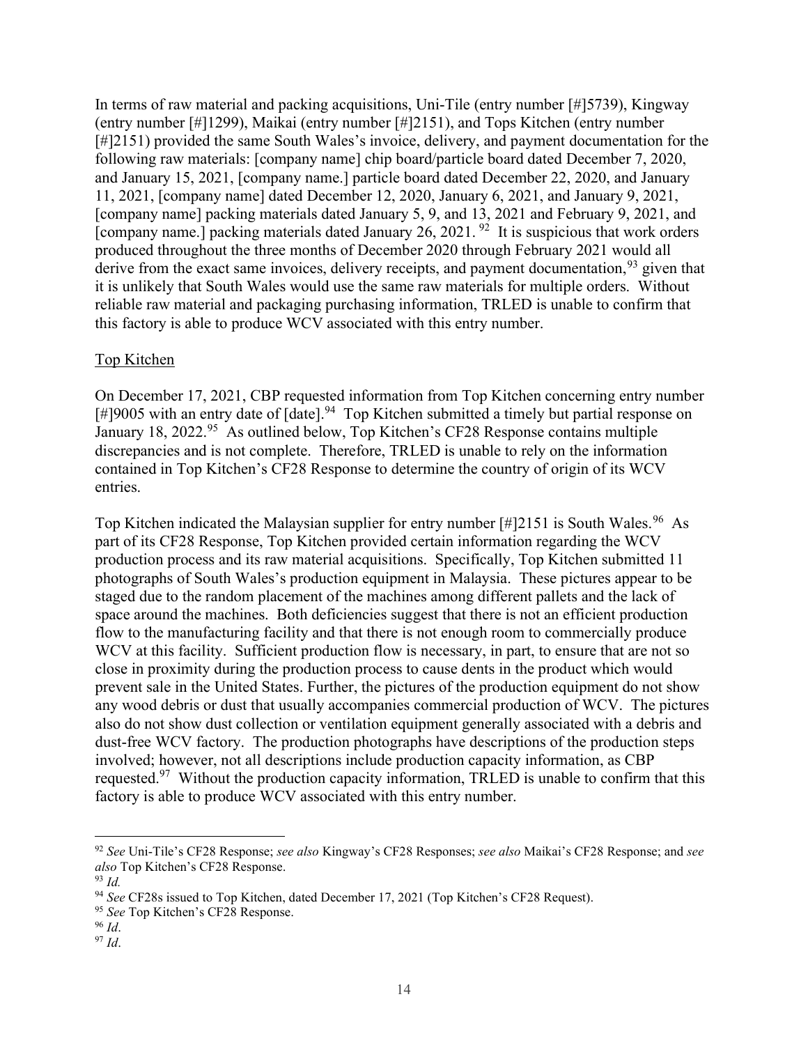In terms of raw material and packing acquisitions, Uni-Tile (entry number [#]5739), Kingway (entry number [#]1299), Maikai (entry number [#]2151), and Tops Kitchen (entry number [#]2151) provided the same South Wales's invoice, delivery, and payment documentation for the following raw materials: [company name] chip board/particle board dated December 7, 2020, and January 15, 2021, [company name.] particle board dated December 22, 2020, and January 11, 2021, [company name] dated December 12, 2020, January 6, 2021, and January 9, 2021, [company name] packing materials dated January 5, 9, and 13, 2021 and February 9, 2021, and [company name.] packing materials dated January 26, 2021. [92] It is suspicious that work orders produced throughout the three months of December 2020 through February 2021 would all derive from the exact same invoices, delivery receipts, and payment documentation,[93] given that it is unlikely that South Wales would use the same raw materials for multiple orders. Without reliable raw material and packaging purchasing information, TRLED is unable to confirm that this factory is able to produce WCV associated with this entry number.

<u>Top Kitchen</u>

On December 17, 2021, CBP requested information from Top Kitchen concerning entry number [#]9005 with an entry date of [date].[94] Top Kitchen submitted a timely but partial response on January 18, 2022.[95] As outlined below, Top Kitchen's CF28 Response contains multiple discrepancies and is not complete. Therefore, TRLED is unable to rely on the information contained in Top Kitchen's CF28 Response to determine the country of origin of its WCV entries.

Top Kitchen indicated the Malaysian supplier for entry number [#]2151 is South Wales.[96] As part of its CF28 Response, Top Kitchen provided certain information regarding the WCV production process and its raw material acquisitions. Specifically, Top Kitchen submitted 11 photographs of South Wales's production equipment in Malaysia. These pictures appear to be staged due to the random placement of the machines among different pallets and the lack of space around the machines. Both deficiencies suggest that there is not an efficient production flow to the manufacturing facility and that there is not enough room to commercially produce WCV at this facility. Sufficient production flow is necessary, in part, to ensure that are not so close in proximity during the production process to cause dents in the product which would prevent sale in the United States. Further, the pictures of the production equipment do not show any wood debris or dust that usually accompanies commercial production of WCV. The pictures also do not show dust collection or ventilation equipment generally associated with a debris and dust-free WCV factory. The production photographs have descriptions of the production steps involved; however, not all descriptions include production capacity information, as CBP requested.[97] Without the production capacity information, TRLED is unable to confirm that this factory is able to produce WCV associated with this entry number.

---

[92] *See* Uni-Tile's CF28 Response; *see also* Kingway's CF28 Responses; *see also* Maikai's CF28 Response; and *see also* Top Kitchen's CF28 Response.

[93] *Id.*

[94] *See* CF28s issued to Top Kitchen, dated December 17, 2021 (Top Kitchen's CF28 Request).

[95] *See* Top Kitchen's CF28 Response.

[96] *Id*.

[97] *Id*.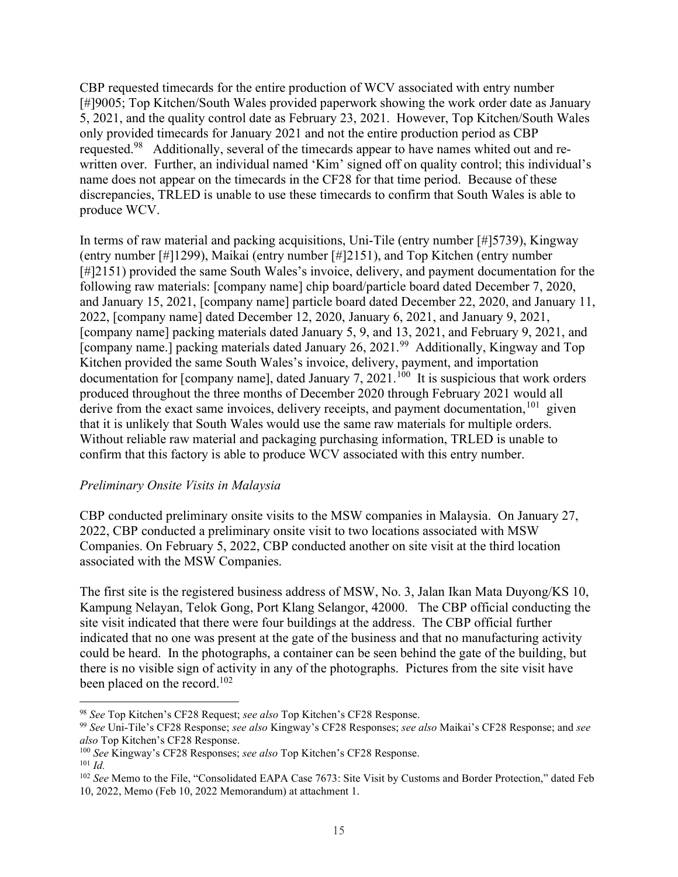CBP requested timecards for the entire production of WCV associated with entry number [#]9005; Top Kitchen/South Wales provided paperwork showing the work order date as January 5, 2021, and the quality control date as February 23, 2021. However, Top Kitchen/South Wales only provided timecards for January 2021 and not the entire production period as CBP requested.[98] Additionally, several of the timecards appear to have names whited out and re-written over. Further, an individual named 'Kim' signed off on quality control; this individual's name does not appear on the timecards in the CF28 for that time period. Because of these discrepancies, TRLED is unable to use these timecards to confirm that South Wales is able to produce WCV.

In terms of raw material and packing acquisitions, Uni-Tile (entry number [#]5739), Kingway (entry number [#]1299), Maikai (entry number [#]2151), and Top Kitchen (entry number [#]2151) provided the same South Wales's invoice, delivery, and payment documentation for the following raw materials: [company name] chip board/particle board dated December 7, 2020, and January 15, 2021, [company name] particle board dated December 22, 2020, and January 11, 2022, [company name] dated December 12, 2020, January 6, 2021, and January 9, 2021, [company name] packing materials dated January 5, 9, and 13, 2021, and February 9, 2021, and [company name.] packing materials dated January 26, 2021.[99] Additionally, Kingway and Top Kitchen provided the same South Wales's invoice, delivery, payment, and importation documentation for [company name], dated January 7, 2021.[100] It is suspicious that work orders produced throughout the three months of December 2020 through February 2021 would all derive from the exact same invoices, delivery receipts, and payment documentation,[101] given that it is unlikely that South Wales would use the same raw materials for multiple orders. Without reliable raw material and packaging purchasing information, TRLED is unable to confirm that this factory is able to produce WCV associated with this entry number.

*Preliminary Onsite Visits in Malaysia*

CBP conducted preliminary onsite visits to the MSW companies in Malaysia. On January 27, 2022, CBP conducted a preliminary onsite visit to two locations associated with MSW Companies. On February 5, 2022, CBP conducted another on site visit at the third location associated with the MSW Companies.

The first site is the registered business address of MSW, No. 3, Jalan Ikan Mata Duyong/KS 10, Kampung Nelayan, Telok Gong, Port Klang Selangor, 42000. The CBP official conducting the site visit indicated that there were four buildings at the address. The CBP official further indicated that no one was present at the gate of the business and that no manufacturing activity could be heard. In the photographs, a container can be seen behind the gate of the building, but there is no visible sign of activity in any of the photographs. Pictures from the site visit have been placed on the record.[102]

---

[98] *See* Top Kitchen's CF28 Request; *see also* Top Kitchen's CF28 Response.

[99] *See* Uni-Tile's CF28 Response; *see also* Kingway's CF28 Responses; *see also* Maikai's CF28 Response; and *see also* Top Kitchen's CF28 Response.

[100] *See* Kingway's CF28 Responses; *see also* Top Kitchen's CF28 Response.

[101] *Id.*

[102] *See* Memo to the File, "Consolidated EAPA Case 7673: Site Visit by Customs and Border Protection," dated Feb 10, 2022, Memo (Feb 10, 2022 Memorandum) at attachment 1.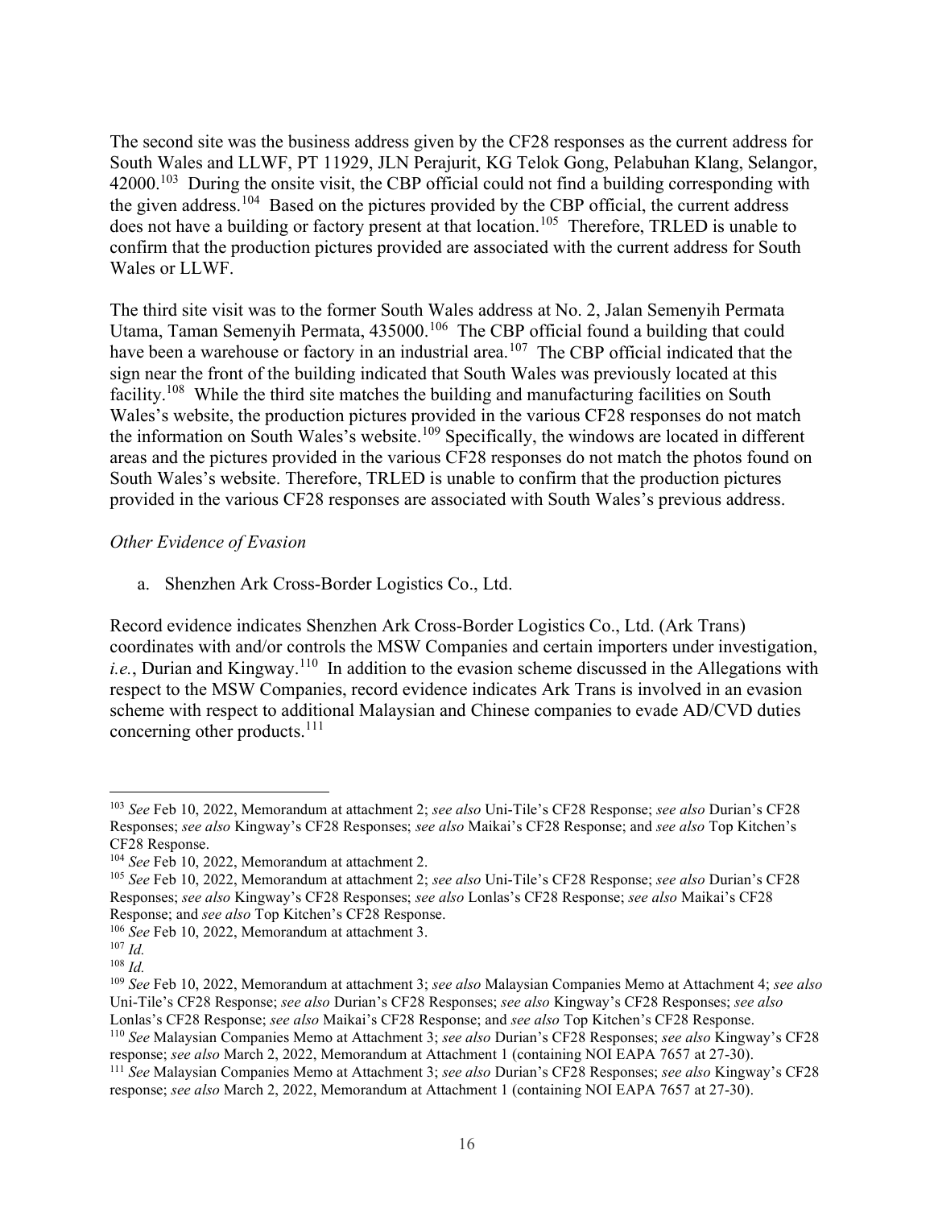The second site was the business address given by the CF28 responses as the current address for South Wales and LLWF, PT 11929, JLN Perajurit, KG Telok Gong, Pelabuhan Klang, Selangor, 42000.[103] During the onsite visit, the CBP official could not find a building corresponding with the given address.[104] Based on the pictures provided by the CBP official, the current address does not have a building or factory present at that location.[105] Therefore, TRLED is unable to confirm that the production pictures provided are associated with the current address for South Wales or LLWF.

The third site visit was to the former South Wales address at No. 2, Jalan Semenyih Permata Utama, Taman Semenyih Permata, 435000.[106] The CBP official found a building that could have been a warehouse or factory in an industrial area.[107] The CBP official indicated that the sign near the front of the building indicated that South Wales was previously located at this facility.[108] While the third site matches the building and manufacturing facilities on South Wales's website, the production pictures provided in the various CF28 responses do not match the information on South Wales's website.[109] Specifically, the windows are located in different areas and the pictures provided in the various CF28 responses do not match the photos found on South Wales's website. Therefore, TRLED is unable to confirm that the production pictures provided in the various CF28 responses are associated with South Wales's previous address.

*Other Evidence of Evasion*

a. Shenzhen Ark Cross-Border Logistics Co., Ltd.

Record evidence indicates Shenzhen Ark Cross-Border Logistics Co., Ltd. (Ark Trans) coordinates with and/or controls the MSW Companies and certain importers under investigation, *i.e.*, Durian and Kingway.[110] In addition to the evasion scheme discussed in the Allegations with respect to the MSW Companies, record evidence indicates Ark Trans is involved in an evasion scheme with respect to additional Malaysian and Chinese companies to evade AD/CVD duties concerning other products.[111]

---

[103] *See* Feb 10, 2022, Memorandum at attachment 2; *see also* Uni-Tile's CF28 Response; *see also* Durian's CF28 Responses; *see also* Kingway's CF28 Responses; *see also* Maikai's CF28 Response; and *see also* Top Kitchen's CF28 Response.

[104] *See* Feb 10, 2022, Memorandum at attachment 2.

[105] *See* Feb 10, 2022, Memorandum at attachment 2; *see also* Uni-Tile's CF28 Response; *see also* Durian's CF28 Responses; *see also* Kingway's CF28 Responses; *see also* Lonlas's CF28 Response; *see also* Maikai's CF28 Response; and *see also* Top Kitchen's CF28 Response.

[106] *See* Feb 10, 2022, Memorandum at attachment 3.

[107] *Id.*

[108] *Id.*

[109] *See* Feb 10, 2022, Memorandum at attachment 3; *see also* Malaysian Companies Memo at Attachment 4; *see also* Uni-Tile's CF28 Response; *see also* Durian's CF28 Responses; *see also* Kingway's CF28 Responses; *see also* Lonlas's CF28 Response; *see also* Maikai's CF28 Response; and *see also* Top Kitchen's CF28 Response.

[110] *See* Malaysian Companies Memo at Attachment 3; *see also* Durian's CF28 Responses; *see also* Kingway's CF28 response; *see also* March 2, 2022, Memorandum at Attachment 1 (containing NOI EAPA 7657 at 27-30).

[111] *See* Malaysian Companies Memo at Attachment 3; *see also* Durian's CF28 Responses; *see also* Kingway's CF28 response; *see also* March 2, 2022, Memorandum at Attachment 1 (containing NOI EAPA 7657 at 27-30).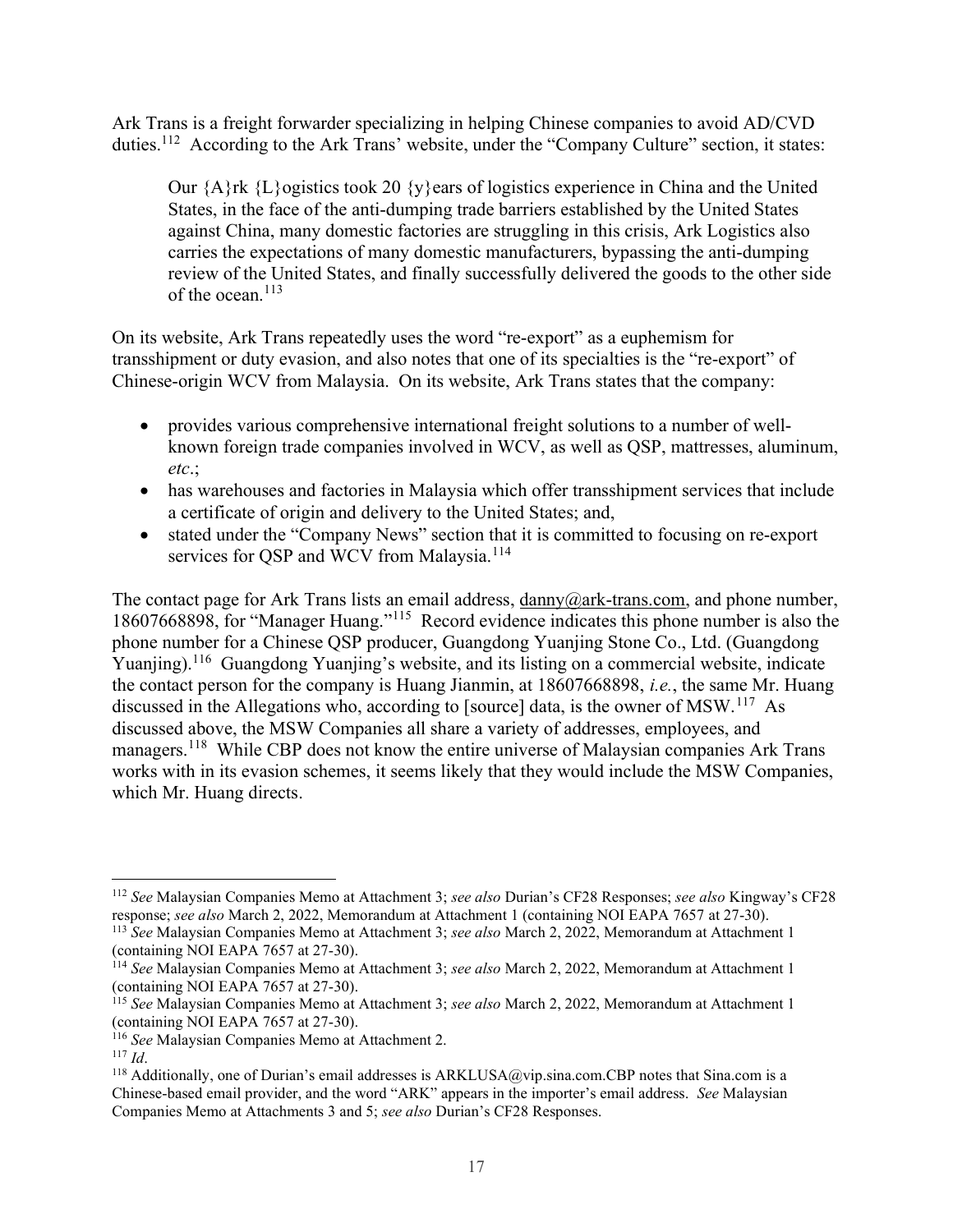Ark Trans is a freight forwarder specializing in helping Chinese companies to avoid AD/CVD duties.[112] According to the Ark Trans' website, under the "Company Culture" section, it states:

> Our {A}rk {L}ogistics took 20 {y}ears of logistics experience in China and the United States, in the face of the anti-dumping trade barriers established by the United States against China, many domestic factories are struggling in this crisis, Ark Logistics also carries the expectations of many domestic manufacturers, bypassing the anti-dumping review of the United States, and finally successfully delivered the goods to the other side of the ocean.[113]

On its website, Ark Trans repeatedly uses the word "re-export" as a euphemism for transshipment or duty evasion, and also notes that one of its specialties is the "re-export" of Chinese-origin WCV from Malaysia. On its website, Ark Trans states that the company:

- provides various comprehensive international freight solutions to a number of well-known foreign trade companies involved in WCV, as well as QSP, mattresses, aluminum, *etc*.;
- has warehouses and factories in Malaysia which offer transshipment services that include a certificate of origin and delivery to the United States; and,
- stated under the "Company News" section that it is committed to focusing on re-export services for QSP and WCV from Malaysia.[114]

The contact page for Ark Trans lists an email address, danny@ark-trans.com, and phone number, 18607668898, for "Manager Huang."[115] Record evidence indicates this phone number is also the phone number for a Chinese QSP producer, Guangdong Yuanjing Stone Co., Ltd. (Guangdong Yuanjing).[116] Guangdong Yuanjing's website, and its listing on a commercial website, indicate the contact person for the company is Huang Jianmin, at 18607668898, *i.e.*, the same Mr. Huang discussed in the Allegations who, according to [source] data, is the owner of MSW.[117] As discussed above, the MSW Companies all share a variety of addresses, employees, and managers.[118] While CBP does not know the entire universe of Malaysian companies Ark Trans works with in its evasion schemes, it seems likely that they would include the MSW Companies, which Mr. Huang directs.

---

[112] *See* Malaysian Companies Memo at Attachment 3; *see also* Durian's CF28 Responses; *see also* Kingway's CF28 response; *see also* March 2, 2022, Memorandum at Attachment 1 (containing NOI EAPA 7657 at 27-30).

[113] *See* Malaysian Companies Memo at Attachment 3; *see also* March 2, 2022, Memorandum at Attachment 1 (containing NOI EAPA 7657 at 27-30).

[114] *See* Malaysian Companies Memo at Attachment 3; *see also* March 2, 2022, Memorandum at Attachment 1 (containing NOI EAPA 7657 at 27-30).

[115] *See* Malaysian Companies Memo at Attachment 3; *see also* March 2, 2022, Memorandum at Attachment 1 (containing NOI EAPA 7657 at 27-30).

[116] *See* Malaysian Companies Memo at Attachment 2.

[117] *Id*.

[118] Additionally, one of Durian's email addresses is ARKLUSA@vip.sina.com.CBP notes that Sina.com is a Chinese-based email provider, and the word "ARK" appears in the importer's email address. *See* Malaysian Companies Memo at Attachments 3 and 5; *see also* Durian's CF28 Responses.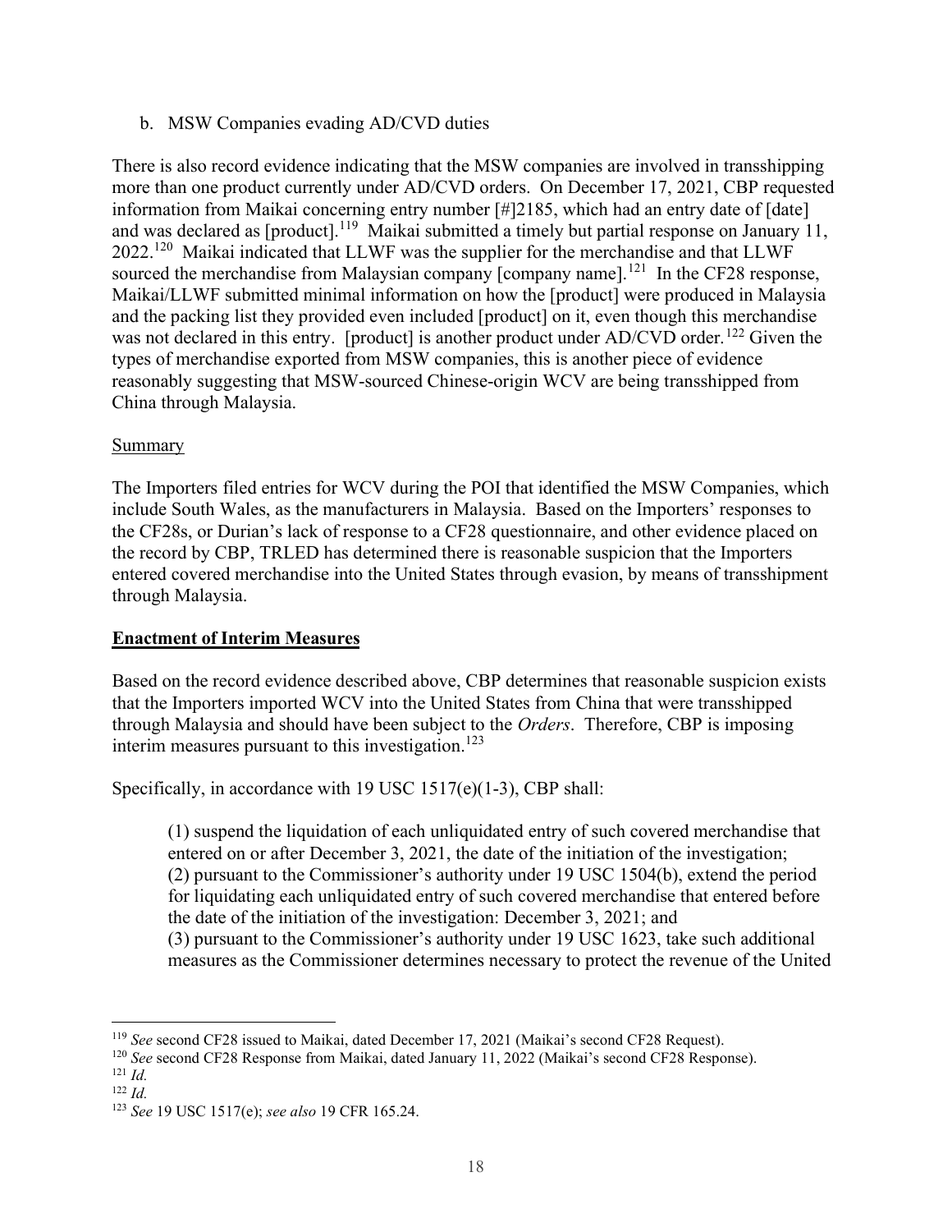b. MSW Companies evading AD/CVD duties

There is also record evidence indicating that the MSW companies are involved in transshipping more than one product currently under AD/CVD orders. On December 17, 2021, CBP requested information from Maikai concerning entry number [#]2185, which had an entry date of [date] and was declared as [product].[119] Maikai submitted a timely but partial response on January 11, 2022.[120] Maikai indicated that LLWF was the supplier for the merchandise and that LLWF sourced the merchandise from Malaysian company [company name].[121] In the CF28 response, Maikai/LLWF submitted minimal information on how the [product] were produced in Malaysia and the packing list they provided even included [product] on it, even though this merchandise was not declared in this entry. [product] is another product under AD/CVD order.[122] Given the types of merchandise exported from MSW companies, this is another piece of evidence reasonably suggesting that MSW-sourced Chinese-origin WCV are being transshipped from China through Malaysia.

<u>Summary</u>

The Importers filed entries for WCV during the POI that identified the MSW Companies, which include South Wales, as the manufacturers in Malaysia. Based on the Importers' responses to the CF28s, or Durian's lack of response to a CF28 questionnaire, and other evidence placed on the record by CBP, TRLED has determined there is reasonable suspicion that the Importers entered covered merchandise into the United States through evasion, by means of transshipment through Malaysia.

**<u>Enactment of Interim Measures</u>**

Based on the record evidence described above, CBP determines that reasonable suspicion exists that the Importers imported WCV into the United States from China that were transshipped through Malaysia and should have been subject to the *Orders*. Therefore, CBP is imposing interim measures pursuant to this investigation.[123]

Specifically, in accordance with 19 USC 1517(e)(1-3), CBP shall:

> (1) suspend the liquidation of each unliquidated entry of such covered merchandise that entered on or after December 3, 2021, the date of the initiation of the investigation;
> (2) pursuant to the Commissioner's authority under 19 USC 1504(b), extend the period for liquidating each unliquidated entry of such covered merchandise that entered before the date of the initiation of the investigation: December 3, 2021; and
> (3) pursuant to the Commissioner's authority under 19 USC 1623, take such additional measures as the Commissioner determines necessary to protect the revenue of the United

---

[119] *See* second CF28 issued to Maikai, dated December 17, 2021 (Maikai's second CF28 Request).
[120] *See* second CF28 Response from Maikai, dated January 11, 2022 (Maikai's second CF28 Response).
[121] *Id.*
[122] *Id.*
[123] *See* 19 USC 1517(e); *see also* 19 CFR 165.24.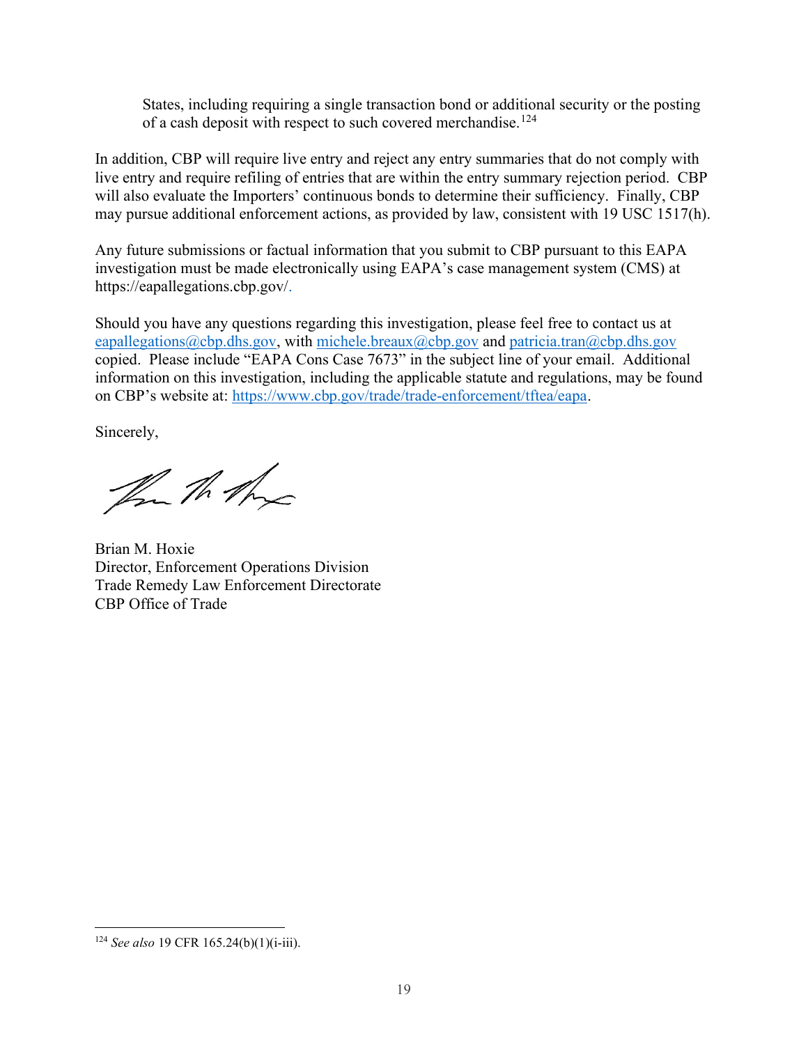States, including requiring a single transaction bond or additional security or the posting of a cash deposit with respect to such covered merchandise.[124]

In addition, CBP will require live entry and reject any entry summaries that do not comply with live entry and require refiling of entries that are within the entry summary rejection period. CBP will also evaluate the Importers' continuous bonds to determine their sufficiency. Finally, CBP may pursue additional enforcement actions, as provided by law, consistent with 19 USC 1517(h).

Any future submissions or factual information that you submit to CBP pursuant to this EAPA investigation must be made electronically using EAPA's case management system (CMS) at https://eapallegations.cbp.gov/.

Should you have any questions regarding this investigation, please feel free to contact us at eapallegations@cbp.dhs.gov, with michele.breaux@cbp.gov and patricia.tran@cbp.dhs.gov copied. Please include "EAPA Cons Case 7673" in the subject line of your email. Additional information on this investigation, including the applicable statute and regulations, may be found on CBP's website at: https://www.cbp.gov/trade/trade-enforcement/tftea/eapa.

Sincerely,

Brian M. Hoxie
Director, Enforcement Operations Division
Trade Remedy Law Enforcement Directorate
CBP Office of Trade

---

[124] *See also* 19 CFR 165.24(b)(1)(i-iii).